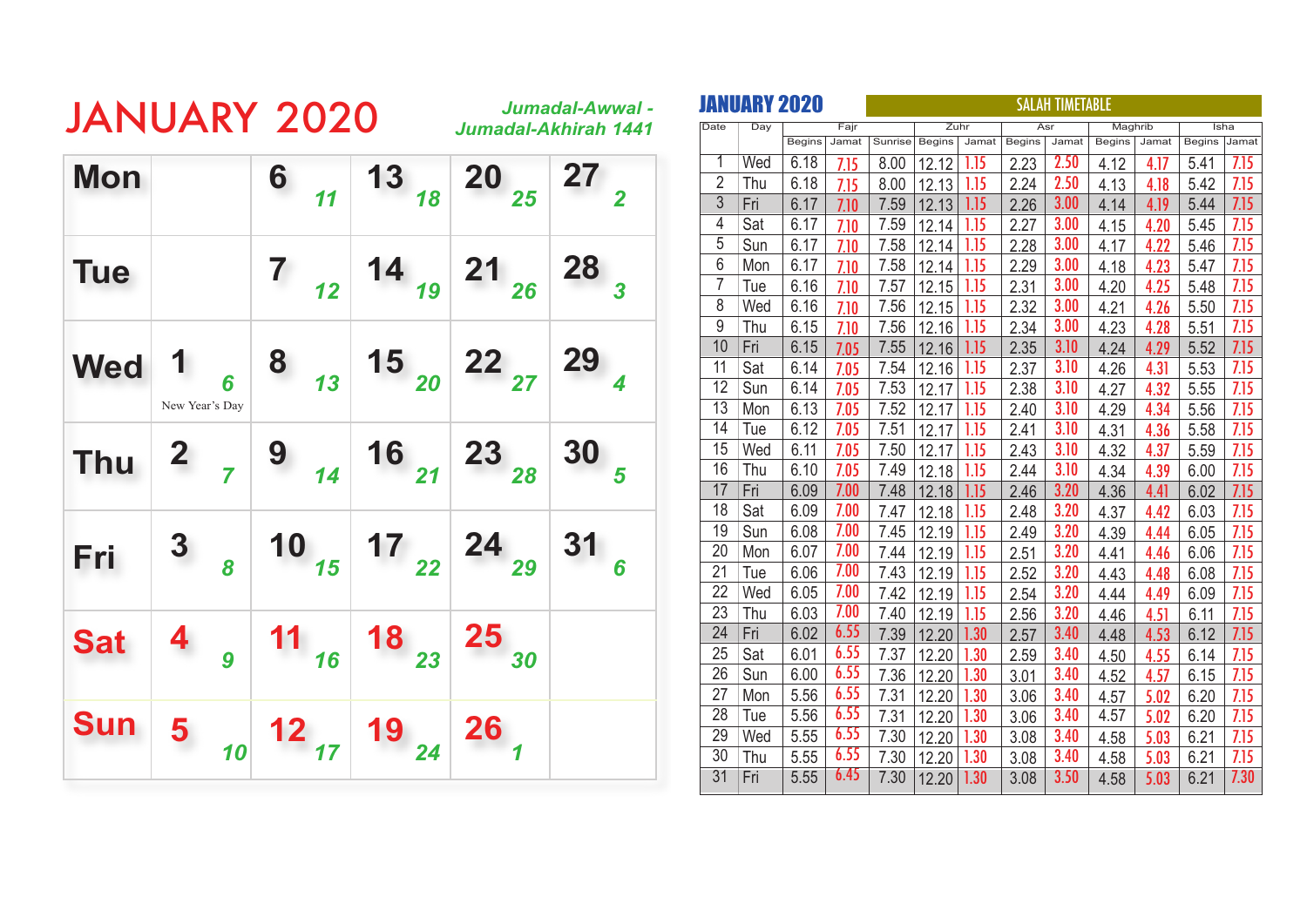# JANUARY 2020

*Jumadal-Awwal - Jumadal-Akhirah 1441*

| Mon | | 6 *11* | 13 *18* | 20 *25* | 27 *2* |
|---|---|---|---|---|---|
| **Tue** | | 7 *12* | 14 *19* | 21 *26* | 28 *3* |
| **Wed** | 1 *6* New Year's Day | 8 *13* | 15 *20* | 22 *27* | 29 *4* |
| **Thu** | 2 *7* | 9 *14* | 16 *21* | 23 *28* | 30 *5* |
| **Fri** | 3 *8* | 10 *15* | 17 *22* | 24 *29* | 31 *6* |
| **Sat** | 4 *9* | 11 *16* | 18 *23* | 25 *30* | |
| **Sun** | 5 *10* | 12 *17* | 19 *24* | 26 *1* | |

## JANUARY 2020 — SALAH TIMETABLE

| Date | Day | Fajr | | | Zuhr | | Asr | | Maghrib | | Isha | |
|---|---|---|---|---|---|---|---|---|---|---|---|---|
| | | Begins | Jamat | Sunrise | Begins | Jamat | Begins | Jamat | Begins | Jamat | Begins | Jamat |
| 1 | Wed | 6.18 | 7.15 | 8.00 | 12.12 | 1.15 | 2.23 | 2.50 | 4.12 | 4.17 | 5.41 | 7.15 |
| 2 | Thu | 6.18 | 7.15 | 8.00 | 12.13 | 1.15 | 2.24 | 2.50 | 4.13 | 4.18 | 5.42 | 7.15 |
| 3 | Fri | 6.17 | 7.10 | 7.59 | 12.13 | 1.15 | 2.26 | 3.00 | 4.14 | 4.19 | 5.44 | 7.15 |
| 4 | Sat | 6.17 | 7.10 | 7.59 | 12.14 | 1.15 | 2.27 | 3.00 | 4.15 | 4.20 | 5.45 | 7.15 |
| 5 | Sun | 6.17 | 7.10 | 7.58 | 12.14 | 1.15 | 2.28 | 3.00 | 4.17 | 4.22 | 5.46 | 7.15 |
| 6 | Mon | 6.17 | 7.10 | 7.58 | 12.14 | 1.15 | 2.29 | 3.00 | 4.18 | 4.23 | 5.47 | 7.15 |
| 7 | Tue | 6.16 | 7.10 | 7.57 | 12.15 | 1.15 | 2.31 | 3.00 | 4.20 | 4.25 | 5.48 | 7.15 |
| 8 | Wed | 6.16 | 7.10 | 7.56 | 12.15 | 1.15 | 2.32 | 3.00 | 4.21 | 4.26 | 5.50 | 7.15 |
| 9 | Thu | 6.15 | 7.10 | 7.56 | 12.16 | 1.15 | 2.34 | 3.00 | 4.23 | 4.28 | 5.51 | 7.15 |
| 10 | Fri | 6.15 | 7.05 | 7.55 | 12.16 | 1.15 | 2.35 | 3.10 | 4.24 | 4.29 | 5.52 | 7.15 |
| 11 | Sat | 6.14 | 7.05 | 7.54 | 12.16 | 1.15 | 2.37 | 3.10 | 4.26 | 4.31 | 5.53 | 7.15 |
| 12 | Sun | 6.14 | 7.05 | 7.53 | 12.17 | 1.15 | 2.38 | 3.10 | 4.27 | 4.32 | 5.55 | 7.15 |
| 13 | Mon | 6.13 | 7.05 | 7.52 | 12.17 | 1.15 | 2.40 | 3.10 | 4.29 | 4.34 | 5.56 | 7.15 |
| 14 | Tue | 6.12 | 7.05 | 7.51 | 12.17 | 1.15 | 2.41 | 3.10 | 4.31 | 4.36 | 5.58 | 7.15 |
| 15 | Wed | 6.11 | 7.05 | 7.50 | 12.17 | 1.15 | 2.43 | 3.10 | 4.32 | 4.37 | 5.59 | 7.15 |
| 16 | Thu | 6.10 | 7.05 | 7.49 | 12.18 | 1.15 | 2.44 | 3.10 | 4.34 | 4.39 | 6.00 | 7.15 |
| 17 | Fri | 6.09 | 7.00 | 7.48 | 12.18 | 1.15 | 2.46 | 3.20 | 4.36 | 4.41 | 6.02 | 7.15 |
| 18 | Sat | 6.09 | 7.00 | 7.47 | 12.18 | 1.15 | 2.48 | 3.20 | 4.37 | 4.42 | 6.03 | 7.15 |
| 19 | Sun | 6.08 | 7.00 | 7.45 | 12.19 | 1.15 | 2.49 | 3.20 | 4.39 | 4.44 | 6.05 | 7.15 |
| 20 | Mon | 6.07 | 7.00 | 7.44 | 12.19 | 1.15 | 2.51 | 3.20 | 4.41 | 4.46 | 6.06 | 7.15 |
| 21 | Tue | 6.06 | 7.00 | 7.43 | 12.19 | 1.15 | 2.52 | 3.20 | 4.43 | 4.48 | 6.08 | 7.15 |
| 22 | Wed | 6.05 | 7.00 | 7.42 | 12.19 | 1.15 | 2.54 | 3.20 | 4.44 | 4.49 | 6.09 | 7.15 |
| 23 | Thu | 6.03 | 7.00 | 7.40 | 12.19 | 1.15 | 2.56 | 3.20 | 4.46 | 4.51 | 6.11 | 7.15 |
| 24 | Fri | 6.02 | 6.55 | 7.39 | 12.20 | 1.30 | 2.57 | 3.40 | 4.48 | 4.53 | 6.12 | 7.15 |
| 25 | Sat | 6.01 | 6.55 | 7.37 | 12.20 | 1.30 | 2.59 | 3.40 | 4.50 | 4.55 | 6.14 | 7.15 |
| 26 | Sun | 6.00 | 6.55 | 7.36 | 12.20 | 1.30 | 3.01 | 3.40 | 4.52 | 4.57 | 6.15 | 7.15 |
| 27 | Mon | 5.56 | 6.55 | 7.31 | 12.20 | 1.30 | 3.06 | 3.40 | 4.57 | 5.02 | 6.20 | 7.15 |
| 28 | Tue | 5.56 | 6.55 | 7.31 | 12.20 | 1.30 | 3.06 | 3.40 | 4.57 | 5.02 | 6.20 | 7.15 |
| 29 | Wed | 5.55 | 6.55 | 7.30 | 12.20 | 1.30 | 3.08 | 3.40 | 4.58 | 5.03 | 6.21 | 7.15 |
| 30 | Thu | 5.55 | 6.55 | 7.30 | 12.20 | 1.30 | 3.08 | 3.40 | 4.58 | 5.03 | 6.21 | 7.15 |
| 31 | Fri | 5.55 | 6.45 | 7.30 | 12.20 | 1.30 | 3.08 | 3.50 | 4.58 | 5.03 | 6.21 | 7.30 |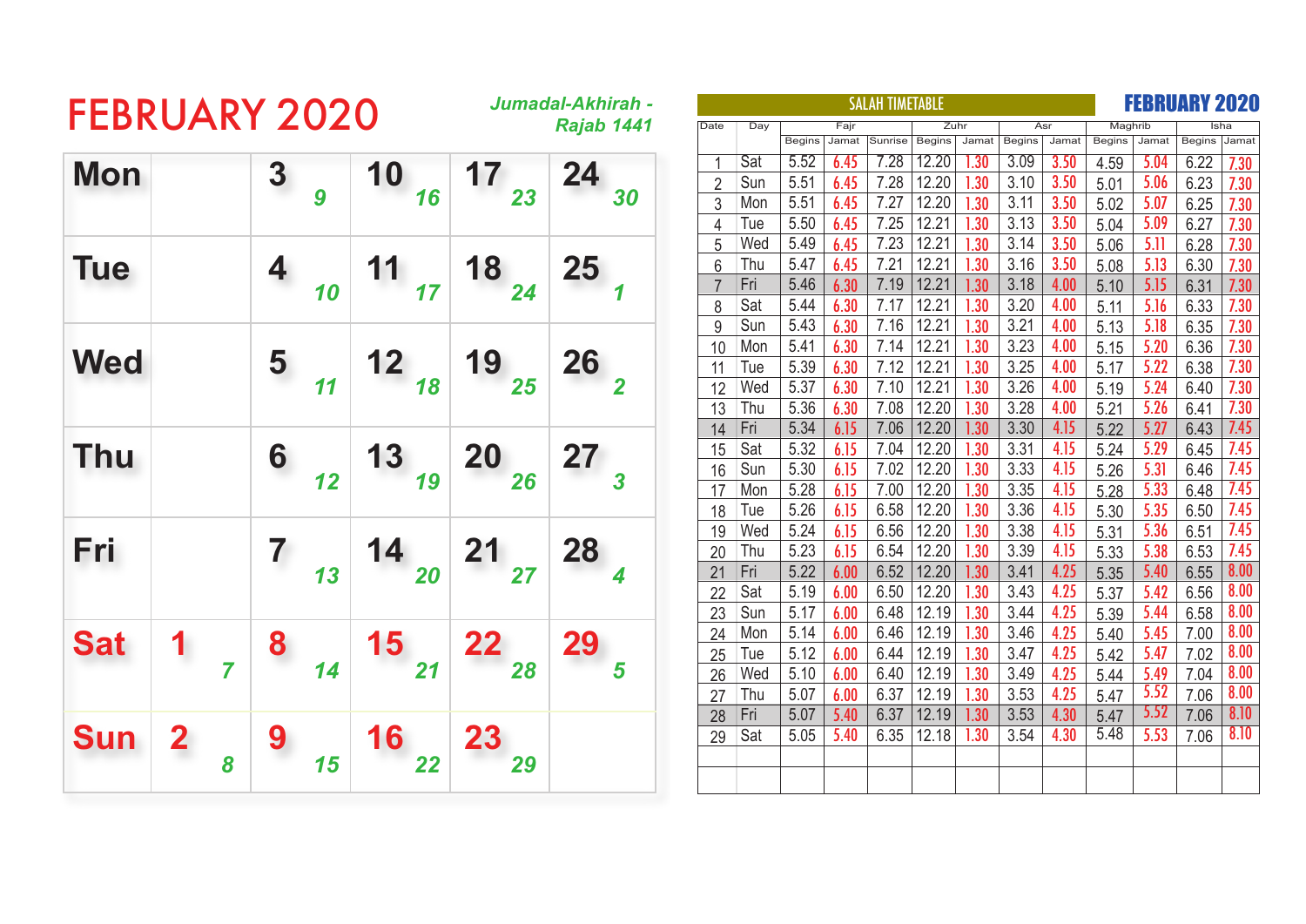# FEBRUARY 2020

*Jumadal-Akhirah - Rajab 1441*

| | | | | | |
|---|---|---|---|---|---|
| **Mon** | | 3 *9* | 10 *16* | 17 *23* | 24 *30* |
| **Tue** | | 4 *10* | 11 *17* | 18 *24* | 25 *1* |
| **Wed** | | 5 *11* | 12 *18* | 19 *25* | 26 *2* |
| **Thu** | | 6 *12* | 13 *19* | 20 *26* | 27 *3* |
| **Fri** | | 7 *13* | 14 *20* | 21 *27* | 28 *4* |
| **Sat** | 1 *7* | 8 *14* | 15 *21* | 22 *28* | 29 *5* |
| **Sun** | 2 *8* | 9 *15* | 16 *22* | 23 *29* | |

## SALAH TIMETABLE — FEBRUARY 2020

| Date | Day | Fajr | | | Zuhr | | Asr | | Maghrib | | Isha | |
|---|---|---|---|---|---|---|---|---|---|---|---|---|
| | | Begins | Jamat | Sunrise | Begins | Jamat | Begins | Jamat | Begins | Jamat | Begins | Jamat |
| 1 | Sat | 5.52 | 6.45 | 7.28 | 12.20 | 1.30 | 3.09 | 3.50 | 4.59 | 5.04 | 6.22 | 7.30 |
| 2 | Sun | 5.51 | 6.45 | 7.28 | 12.20 | 1.30 | 3.10 | 3.50 | 5.01 | 5.06 | 6.23 | 7.30 |
| 3 | Mon | 5.51 | 6.45 | 7.27 | 12.20 | 1.30 | 3.11 | 3.50 | 5.02 | 5.07 | 6.25 | 7.30 |
| 4 | Tue | 5.50 | 6.45 | 7.25 | 12.21 | 1.30 | 3.13 | 3.50 | 5.04 | 5.09 | 6.27 | 7.30 |
| 5 | Wed | 5.49 | 6.45 | 7.23 | 12.21 | 1.30 | 3.14 | 3.50 | 5.06 | 5.11 | 6.28 | 7.30 |
| 6 | Thu | 5.47 | 6.45 | 7.21 | 12.21 | 1.30 | 3.16 | 3.50 | 5.08 | 5.13 | 6.30 | 7.30 |
| 7 | Fri | 5.46 | 6.30 | 7.19 | 12.21 | 1.30 | 3.18 | 4.00 | 5.10 | 5.15 | 6.31 | 7.30 |
| 8 | Sat | 5.44 | 6.30 | 7.17 | 12.21 | 1.30 | 3.20 | 4.00 | 5.11 | 5.16 | 6.33 | 7.30 |
| 9 | Sun | 5.43 | 6.30 | 7.16 | 12.21 | 1.30 | 3.21 | 4.00 | 5.13 | 5.18 | 6.35 | 7.30 |
| 10 | Mon | 5.41 | 6.30 | 7.14 | 12.21 | 1.30 | 3.23 | 4.00 | 5.15 | 5.20 | 6.36 | 7.30 |
| 11 | Tue | 5.39 | 6.30 | 7.12 | 12.21 | 1.30 | 3.25 | 4.00 | 5.17 | 5.22 | 6.38 | 7.30 |
| 12 | Wed | 5.37 | 6.30 | 7.10 | 12.21 | 1.30 | 3.26 | 4.00 | 5.19 | 5.24 | 6.40 | 7.30 |
| 13 | Thu | 5.36 | 6.30 | 7.08 | 12.20 | 1.30 | 3.28 | 4.00 | 5.21 | 5.26 | 6.41 | 7.30 |
| 14 | Fri | 5.34 | 6.15 | 7.06 | 12.20 | 1.30 | 3.30 | 4.15 | 5.22 | 5.27 | 6.43 | 7.45 |
| 15 | Sat | 5.32 | 6.15 | 7.04 | 12.20 | 1.30 | 3.31 | 4.15 | 5.24 | 5.29 | 6.45 | 7.45 |
| 16 | Sun | 5.30 | 6.15 | 7.02 | 12.20 | 1.30 | 3.33 | 4.15 | 5.26 | 5.31 | 6.46 | 7.45 |
| 17 | Mon | 5.28 | 6.15 | 7.00 | 12.20 | 1.30 | 3.35 | 4.15 | 5.28 | 5.33 | 6.48 | 7.45 |
| 18 | Tue | 5.26 | 6.15 | 6.58 | 12.20 | 1.30 | 3.36 | 4.15 | 5.30 | 5.35 | 6.50 | 7.45 |
| 19 | Wed | 5.24 | 6.15 | 6.56 | 12.20 | 1.30 | 3.38 | 4.15 | 5.31 | 5.36 | 6.51 | 7.45 |
| 20 | Thu | 5.23 | 6.15 | 6.54 | 12.20 | 1.30 | 3.39 | 4.15 | 5.33 | 5.38 | 6.53 | 7.45 |
| 21 | Fri | 5.22 | 6.00 | 6.52 | 12.20 | 1.30 | 3.41 | 4.25 | 5.35 | 5.40 | 6.55 | 8.00 |
| 22 | Sat | 5.19 | 6.00 | 6.50 | 12.20 | 1.30 | 3.43 | 4.25 | 5.37 | 5.42 | 6.56 | 8.00 |
| 23 | Sun | 5.17 | 6.00 | 6.48 | 12.19 | 1.30 | 3.44 | 4.25 | 5.39 | 5.44 | 6.58 | 8.00 |
| 24 | Mon | 5.14 | 6.00 | 6.46 | 12.19 | 1.30 | 3.46 | 4.25 | 5.40 | 5.45 | 7.00 | 8.00 |
| 25 | Tue | 5.12 | 6.00 | 6.44 | 12.19 | 1.30 | 3.47 | 4.25 | 5.42 | 5.47 | 7.02 | 8.00 |
| 26 | Wed | 5.10 | 6.00 | 6.40 | 12.19 | 1.30 | 3.49 | 4.25 | 5.44 | 5.49 | 7.04 | 8.00 |
| 27 | Thu | 5.07 | 6.00 | 6.37 | 12.19 | 1.30 | 3.53 | 4.25 | 5.47 | 5.52 | 7.06 | 8.00 |
| 28 | Fri | 5.07 | 5.40 | 6.37 | 12.19 | 1.30 | 3.53 | 4.30 | 5.47 | 5.52 | 7.06 | 8.10 |
| 29 | Sat | 5.05 | 5.40 | 6.35 | 12.18 | 1.30 | 3.54 | 4.30 | 5.48 | 5.53 | 7.06 | 8.10 |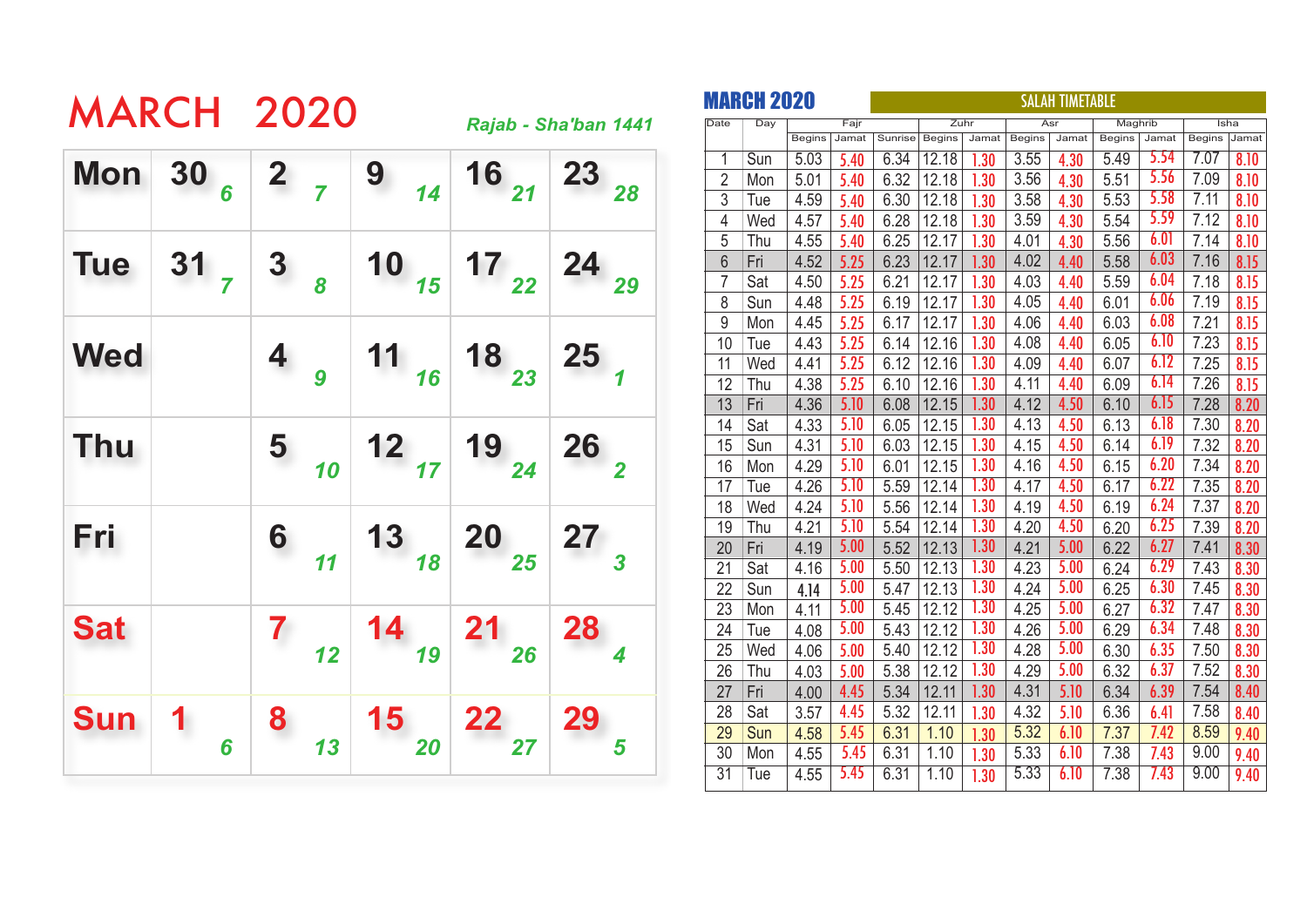# MARCH 2020

*Rajab - Sha'ban 1441*

| | | | | | |
|---|---|---|---|---|---|
| **Mon** | 30 *6* | 2 *7* | 9 *14* | 16 *21* | 23 *28* |
| **Tue** | 31 *7* | 3 *8* | 10 *15* | 17 *22* | 24 *29* |
| **Wed** | | 4 *9* | 11 *16* | 18 *23* | 25 *1* |
| **Thu** | | 5 *10* | 12 *17* | 19 *24* | 26 *2* |
| **Fri** | | 6 *11* | 13 *18* | 20 *25* | 27 *3* |
| **Sat** | | 7 *12* | 14 *19* | 21 *26* | 28 *4* |
| **Sun** | 1 *6* | 8 *13* | 15 *20* | 22 *27* | 29 *5* |

## MARCH 2020 — SALAH TIMETABLE

| Date | Day | Fajr | | Sunrise | Zuhr | | Asr | | Maghrib | | Isha | |
|---|---|---|---|---|---|---|---|---|---|---|---|---|
| | | Begins | Jamat | Sunrise | Begins | Jamat | Begins | Jamat | Begins | Jamat | Begins | Jamat |
| 1 | Sun | 5.03 | 5.40 | 6.34 | 12.18 | 1.30 | 3.55 | 4.30 | 5.49 | 5.54 | 7.07 | 8.10 |
| 2 | Mon | 5.01 | 5.40 | 6.32 | 12.18 | 1.30 | 3.56 | 4.30 | 5.51 | 5.56 | 7.09 | 8.10 |
| 3 | Tue | 4.59 | 5.40 | 6.30 | 12.18 | 1.30 | 3.58 | 4.30 | 5.53 | 5.58 | 7.11 | 8.10 |
| 4 | Wed | 4.57 | 5.40 | 6.28 | 12.18 | 1.30 | 3.59 | 4.30 | 5.54 | 5.59 | 7.12 | 8.10 |
| 5 | Thu | 4.55 | 5.40 | 6.25 | 12.17 | 1.30 | 4.01 | 4.30 | 5.56 | 6.01 | 7.14 | 8.10 |
| 6 | Fri | 4.52 | 5.25 | 6.23 | 12.17 | 1.30 | 4.02 | 4.40 | 5.58 | 6.03 | 7.16 | 8.15 |
| 7 | Sat | 4.50 | 5.25 | 6.21 | 12.17 | 1.30 | 4.03 | 4.40 | 5.59 | 6.04 | 7.18 | 8.15 |
| 8 | Sun | 4.48 | 5.25 | 6.19 | 12.17 | 1.30 | 4.05 | 4.40 | 6.01 | 6.06 | 7.19 | 8.15 |
| 9 | Mon | 4.45 | 5.25 | 6.17 | 12.17 | 1.30 | 4.06 | 4.40 | 6.03 | 6.08 | 7.21 | 8.15 |
| 10 | Tue | 4.43 | 5.25 | 6.14 | 12.16 | 1.30 | 4.08 | 4.40 | 6.05 | 6.10 | 7.23 | 8.15 |
| 11 | Wed | 4.41 | 5.25 | 6.12 | 12.16 | 1.30 | 4.09 | 4.40 | 6.07 | 6.12 | 7.25 | 8.15 |
| 12 | Thu | 4.38 | 5.25 | 6.10 | 12.16 | 1.30 | 4.11 | 4.40 | 6.09 | 6.14 | 7.26 | 8.15 |
| 13 | Fri | 4.36 | 5.10 | 6.08 | 12.15 | 1.30 | 4.12 | 4.50 | 6.10 | 6.15 | 7.28 | 8.20 |
| 14 | Sat | 4.33 | 5.10 | 6.05 | 12.15 | 1.30 | 4.13 | 4.50 | 6.13 | 6.18 | 7.30 | 8.20 |
| 15 | Sun | 4.31 | 5.10 | 6.03 | 12.15 | 1.30 | 4.15 | 4.50 | 6.14 | 6.19 | 7.32 | 8.20 |
| 16 | Mon | 4.29 | 5.10 | 6.01 | 12.15 | 1.30 | 4.16 | 4.50 | 6.15 | 6.20 | 7.34 | 8.20 |
| 17 | Tue | 4.26 | 5.10 | 5.59 | 12.14 | 1.30 | 4.17 | 4.50 | 6.17 | 6.22 | 7.35 | 8.20 |
| 18 | Wed | 4.24 | 5.10 | 5.56 | 12.14 | 1.30 | 4.19 | 4.50 | 6.19 | 6.24 | 7.37 | 8.20 |
| 19 | Thu | 4.21 | 5.10 | 5.54 | 12.14 | 1.30 | 4.20 | 4.50 | 6.20 | 6.25 | 7.39 | 8.20 |
| 20 | Fri | 4.19 | 5.00 | 5.52 | 12.13 | 1.30 | 4.21 | 5.00 | 6.22 | 6.27 | 7.41 | 8.30 |
| 21 | Sat | 4.16 | 5.00 | 5.50 | 12.13 | 1.30 | 4.23 | 5.00 | 6.24 | 6.29 | 7.43 | 8.30 |
| 22 | Sun | 4.14 | 5.00 | 5.47 | 12.13 | 1.30 | 4.24 | 5.00 | 6.25 | 6.30 | 7.45 | 8.30 |
| 23 | Mon | 4.11 | 5.00 | 5.45 | 12.12 | 1.30 | 4.25 | 5.00 | 6.27 | 6.32 | 7.47 | 8.30 |
| 24 | Tue | 4.08 | 5.00 | 5.43 | 12.12 | 1.30 | 4.26 | 5.00 | 6.29 | 6.34 | 7.48 | 8.30 |
| 25 | Wed | 4.06 | 5.00 | 5.40 | 12.12 | 1.30 | 4.28 | 5.00 | 6.30 | 6.35 | 7.50 | 8.30 |
| 26 | Thu | 4.03 | 5.00 | 5.38 | 12.12 | 1.30 | 4.29 | 5.00 | 6.32 | 6.37 | 7.52 | 8.30 |
| 27 | Fri | 4.00 | 4.45 | 5.34 | 12.11 | 1.30 | 4.31 | 5.10 | 6.34 | 6.39 | 7.54 | 8.40 |
| 28 | Sat | 3.57 | 4.45 | 5.32 | 12.11 | 1.30 | 4.32 | 5.10 | 6.36 | 6.41 | 7.58 | 8.40 |
| 29 | Sun | 4.58 | 5.45 | 6.31 | 1.10 | 1.30 | 5.32 | 6.10 | 7.37 | 7.42 | 8.59 | 9.40 |
| 30 | Mon | 4.55 | 5.45 | 6.31 | 1.10 | 1.30 | 5.33 | 6.10 | 7.38 | 7.43 | 9.00 | 9.40 |
| 31 | Tue | 4.55 | 5.45 | 6.31 | 1.10 | 1.30 | 5.33 | 6.10 | 7.38 | 7.43 | 9.00 | 9.40 |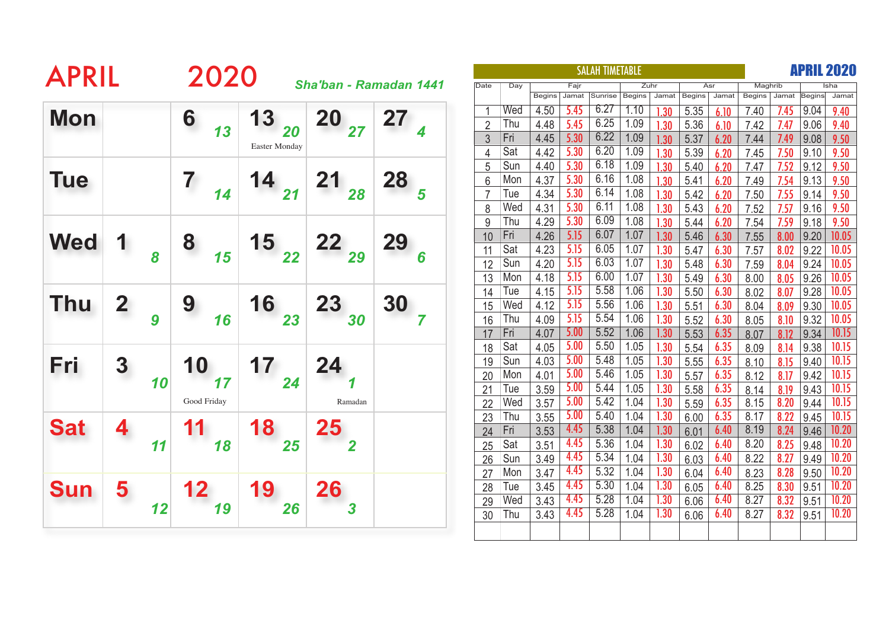# APRIL 2020

*Sha'ban - Ramadan 1441*

| | | | | | |
|---|---|---|---|---|---|
| **Mon** | | 6 *13* | 13 *20* Easter Monday | 20 *27* | 27 *4* |
| **Tue** | | 7 *14* | 14 *21* | 21 *28* | 28 *5* |
| **Wed** | 1 *8* | 8 *15* | 15 *22* | 22 *29* | 29 *6* |
| **Thu** | 2 *9* | 9 *16* | 16 *23* | 23 *30* | 30 *7* |
| **Fri** | 3 *10* | 10 *17* Good Friday | 17 *24* | 24 *1* Ramadan | |
| **Sat** | 4 *11* | 11 *18* | 18 *25* | 25 *2* | |
| **Sun** | 5 *12* | 12 *19* | 19 *26* | 26 *3* | |

## SALAH TIMETABLE — APRIL 2020

| Date | Day | Fajr | | Sunrise | Zuhr | | Asr | | Maghrib | | Isha | |
|---|---|---|---|---|---|---|---|---|---|---|---|---|
| | | Begins | Jamat | | Begins | Jamat | Begins | Jamat | Begins | Jamat | Begins | Jamat |
| 1 | Wed | 4.50 | 5.45 | 6.27 | 1.10 | 1.30 | 5.35 | 6.10 | 7.40 | 7.45 | 9.04 | 9.40 |
| 2 | Thu | 4.48 | 5.45 | 6.25 | 1.09 | 1.30 | 5.36 | 6.10 | 7.42 | 7.47 | 9.06 | 9.40 |
| 3 | Fri | 4.45 | 5.30 | 6.22 | 1.09 | 1.30 | 5.37 | 6.20 | 7.44 | 7.49 | 9.08 | 9.50 |
| 4 | Sat | 4.42 | 5.30 | 6.20 | 1.09 | 1.30 | 5.39 | 6.20 | 7.45 | 7.50 | 9.10 | 9.50 |
| 5 | Sun | 4.40 | 5.30 | 6.18 | 1.09 | 1.30 | 5.40 | 6.20 | 7.47 | 7.52 | 9.12 | 9.50 |
| 6 | Mon | 4.37 | 5.30 | 6.16 | 1.08 | 1.30 | 5.41 | 6.20 | 7.49 | 7.54 | 9.13 | 9.50 |
| 7 | Tue | 4.34 | 5.30 | 6.14 | 1.08 | 1.30 | 5.42 | 6.20 | 7.50 | 7.55 | 9.14 | 9.50 |
| 8 | Wed | 4.31 | 5.30 | 6.11 | 1.08 | 1.30 | 5.43 | 6.20 | 7.52 | 7.57 | 9.16 | 9.50 |
| 9 | Thu | 4.29 | 5.30 | 6.09 | 1.08 | 1.30 | 5.44 | 6.20 | 7.54 | 7.59 | 9.18 | 9.50 |
| 10 | Fri | 4.26 | 5.15 | 6.07 | 1.07 | 1.30 | 5.46 | 6.30 | 7.55 | 8.00 | 9.20 | 10.05 |
| 11 | Sat | 4.23 | 5.15 | 6.05 | 1.07 | 1.30 | 5.47 | 6.30 | 7.57 | 8.02 | 9.22 | 10.05 |
| 12 | Sun | 4.20 | 5.15 | 6.03 | 1.07 | 1.30 | 5.48 | 6.30 | 7.59 | 8.04 | 9.24 | 10.05 |
| 13 | Mon | 4.18 | 5.15 | 6.00 | 1.07 | 1.30 | 5.49 | 6.30 | 8.00 | 8.05 | 9.26 | 10.05 |
| 14 | Tue | 4.15 | 5.15 | 5.58 | 1.06 | 1.30 | 5.50 | 6.30 | 8.02 | 8.07 | 9.28 | 10.05 |
| 15 | Wed | 4.12 | 5.15 | 5.56 | 1.06 | 1.30 | 5.51 | 6.30 | 8.04 | 8.09 | 9.30 | 10.05 |
| 16 | Thu | 4.09 | 5.15 | 5.54 | 1.06 | 1.30 | 5.52 | 6.30 | 8.05 | 8.10 | 9.32 | 10.05 |
| 17 | Fri | 4.07 | 5.00 | 5.52 | 1.06 | 1.30 | 5.53 | 6.35 | 8.07 | 8.12 | 9.34 | 10.15 |
| 18 | Sat | 4.05 | 5.00 | 5.50 | 1.05 | 1.30 | 5.54 | 6.35 | 8.09 | 8.14 | 9.38 | 10.15 |
| 19 | Sun | 4.03 | 5.00 | 5.48 | 1.05 | 1.30 | 5.55 | 6.35 | 8.10 | 8.15 | 9.40 | 10.15 |
| 20 | Mon | 4.01 | 5.00 | 5.46 | 1.05 | 1.30 | 5.57 | 6.35 | 8.12 | 8.17 | 9.42 | 10.15 |
| 21 | Tue | 3.59 | 5.00 | 5.44 | 1.05 | 1.30 | 5.58 | 6.35 | 8.14 | 8.19 | 9.43 | 10.15 |
| 22 | Wed | 3.57 | 5.00 | 5.42 | 1.04 | 1.30 | 5.59 | 6.35 | 8.15 | 8.20 | 9.44 | 10.15 |
| 23 | Thu | 3.55 | 5.00 | 5.40 | 1.04 | 1.30 | 6.00 | 6.35 | 8.17 | 8.22 | 9.45 | 10.15 |
| 24 | Fri | 3.53 | 4.45 | 5.38 | 1.04 | 1.30 | 6.01 | 6.40 | 8.19 | 8.24 | 9.46 | 10.20 |
| 25 | Sat | 3.51 | 4.45 | 5.36 | 1.04 | 1.30 | 6.02 | 6.40 | 8.20 | 8.25 | 9.48 | 10.20 |
| 26 | Sun | 3.49 | 4.45 | 5.34 | 1.04 | 1.30 | 6.03 | 6.40 | 8.22 | 8.27 | 9.49 | 10.20 |
| 27 | Mon | 3.47 | 4.45 | 5.32 | 1.04 | 1.30 | 6.04 | 6.40 | 8.23 | 8.28 | 9.50 | 10.20 |
| 28 | Tue | 3.45 | 4.45 | 5.30 | 1.04 | 1.30 | 6.05 | 6.40 | 8.25 | 8.30 | 9.51 | 10.20 |
| 29 | Wed | 3.43 | 4.45 | 5.28 | 1.04 | 1.30 | 6.06 | 6.40 | 8.27 | 8.32 | 9.51 | 10.20 |
| 30 | Thu | 3.43 | 4.45 | 5.28 | 1.04 | 1.30 | 6.06 | 6.40 | 8.27 | 8.32 | 9.51 | 10.20 |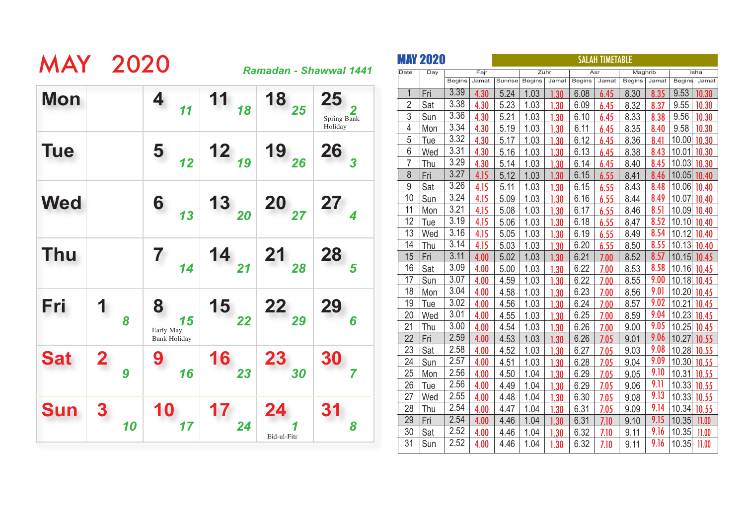# MAY 2020

*Ramadan - Shawwal 1441*

| Mon | | 4 *11* | 11 *18* | 18 *25* | 25 *2* Spring Bank Holiday |
|---|---|---|---|---|---|
| Tue | | 5 *12* | 12 *19* | 19 *26* | 26 *3* |
| Wed | | 6 *13* | 13 *20* | 20 *27* | 27 *4* |
| Thu | | 7 *14* | 14 *21* | 21 *28* | 28 *5* |
| Fri | 1 *8* | 8 *15* Early May Bank Holiday | 15 *22* | 22 *29* | 29 *6* |
| Sat | 2 *9* | 9 *16* | 16 *23* | 23 *30* | 30 *7* |
| Sun | 3 *10* | 10 *17* | 17 *24* | 24 *1* Eid-ul-Fitr | 31 *8* |

## MAY 2020 — SALAH TIMETABLE

| Date | Day | Fajr | | Sunrise | Zuhr | | Asr | | Maghrib | | Isha | |
|---|---|---|---|---|---|---|---|---|---|---|---|---|
| | | Begins | Jamat | Sunrise | Begins | Jamat | Begins | Jamat | Begins | Jamat | Begins | Jamat |
| 1 | Fri | 3.39 | 4.30 | 5.24 | 1.03 | 1.30 | 6.08 | 6.45 | 8.30 | 8.35 | 9.53 | 10.30 |
| 2 | Sat | 3.38 | 4.30 | 5.23 | 1.03 | 1.30 | 6.09 | 6.45 | 8.32 | 8.37 | 9.55 | 10.30 |
| 3 | Sun | 3.36 | 4.30 | 5.21 | 1.03 | 1.30 | 6.10 | 6.45 | 8.33 | 8.38 | 9.56 | 10.30 |
| 4 | Mon | 3.34 | 4.30 | 5.19 | 1.03 | 1.30 | 6.11 | 6.45 | 8.35 | 8.40 | 9.58 | 10.30 |
| 5 | Tue | 3.32 | 4.30 | 5.17 | 1.03 | 1.30 | 6.12 | 6.45 | 8.36 | 8.41 | 10.00 | 10.30 |
| 6 | Wed | 3.31 | 4.30 | 5.16 | 1.03 | 1.30 | 6.13 | 6.45 | 8.38 | 8.43 | 10.01 | 10.30 |
| 7 | Thu | 3.29 | 4.30 | 5.14 | 1.03 | 1.30 | 6.14 | 6.45 | 8.40 | 8.45 | 10.03 | 10.30 |
| 8 | Fri | 3.27 | 4.15 | 5.12 | 1.03 | 1.30 | 6.15 | 6.55 | 8.41 | 8.46 | 10.05 | 10.40 |
| 9 | Sat | 3.26 | 4.15 | 5.11 | 1.03 | 1.30 | 6.15 | 6.55 | 8.43 | 8.48 | 10.06 | 10.40 |
| 10 | Sun | 3.24 | 4.15 | 5.09 | 1.03 | 1.30 | 6.16 | 6.55 | 8.44 | 8.49 | 10.07 | 10.40 |
| 11 | Mon | 3.21 | 4.15 | 5.08 | 1.03 | 1.30 | 6.17 | 6.55 | 8.46 | 8.51 | 10.09 | 10.40 |
| 12 | Tue | 3.19 | 4.15 | 5.06 | 1.03 | 1.30 | 6.18 | 6.55 | 8.47 | 8.52 | 10.10 | 10.40 |
| 13 | Wed | 3.16 | 4.15 | 5.05 | 1.03 | 1.30 | 6.19 | 6.55 | 8.49 | 8.54 | 10.12 | 10.40 |
| 14 | Thu | 3.14 | 4.15 | 5.03 | 1.03 | 1.30 | 6.20 | 6.55 | 8.50 | 8.55 | 10.13 | 10.40 |
| 15 | Fri | 3.11 | 4.00 | 5.02 | 1.03 | 1.30 | 6.21 | 7.00 | 8.52 | 8.57 | 10.15 | 10.45 |
| 16 | Sat | 3.09 | 4.00 | 5.00 | 1.03 | 1.30 | 6.22 | 7.00 | 8.53 | 8.58 | 10.16 | 10.45 |
| 17 | Sun | 3.07 | 4.00 | 4.59 | 1.03 | 1.30 | 6.22 | 7.00 | 8.55 | 9.00 | 10.18 | 10.45 |
| 18 | Mon | 3.04 | 4.00 | 4.58 | 1.03 | 1.30 | 6.23 | 7.00 | 8.56 | 9.01 | 10.20 | 10.45 |
| 19 | Tue | 3.02 | 4.00 | 4.56 | 1.03 | 1.30 | 6.24 | 7.00 | 8.57 | 9.02 | 10.21 | 10.45 |
| 20 | Wed | 3.01 | 4.00 | 4.55 | 1.03 | 1.30 | 6.25 | 7.00 | 8.59 | 9.04 | 10.23 | 10.45 |
| 21 | Thu | 3.00 | 4.00 | 4.54 | 1.03 | 1.30 | 6.26 | 7.00 | 9.00 | 9.05 | 10.25 | 10.45 |
| 22 | Fri | 2.59 | 4.00 | 4.53 | 1.03 | 1.30 | 6.26 | 7.05 | 9.01 | 9.06 | 10.27 | 10.55 |
| 23 | Sat | 2.58 | 4.00 | 4.52 | 1.03 | 1.30 | 6.27 | 7.05 | 9.03 | 9.08 | 10.28 | 10.55 |
| 24 | Sun | 2.57 | 4.00 | 4.51 | 1.03 | 1.30 | 6.28 | 7.05 | 9.04 | 9.09 | 10.30 | 10.55 |
| 25 | Mon | 2.56 | 4.00 | 4.50 | 1.04 | 1.30 | 6.29 | 7.05 | 9.05 | 9.10 | 10.31 | 10.55 |
| 26 | Tue | 2.56 | 4.00 | 4.49 | 1.04 | 1.30 | 6.29 | 7.05 | 9.06 | 9.11 | 10.33 | 10.55 |
| 27 | Wed | 2.55 | 4.00 | 4.48 | 1.04 | 1.30 | 6.30 | 7.05 | 9.08 | 9.13 | 10.33 | 10.55 |
| 28 | Thu | 2.54 | 4.00 | 4.47 | 1.04 | 1.30 | 6.31 | 7.05 | 9.09 | 9.14 | 10.34 | 10.55 |
| 29 | Fri | 2.54 | 4.00 | 4.46 | 1.04 | 1.30 | 6.31 | 7.10 | 9.10 | 9.15 | 10.35 | 11.00 |
| 30 | Sat | 2.52 | 4.00 | 4.46 | 1.04 | 1.30 | 6.32 | 7.10 | 9.11 | 9.16 | 10.35 | 11.00 |
| 31 | Sun | 2.52 | 4.00 | 4.46 | 1.04 | 1.30 | 6.32 | 7.10 | 9.11 | 9.16 | 10.35 | 11.00 |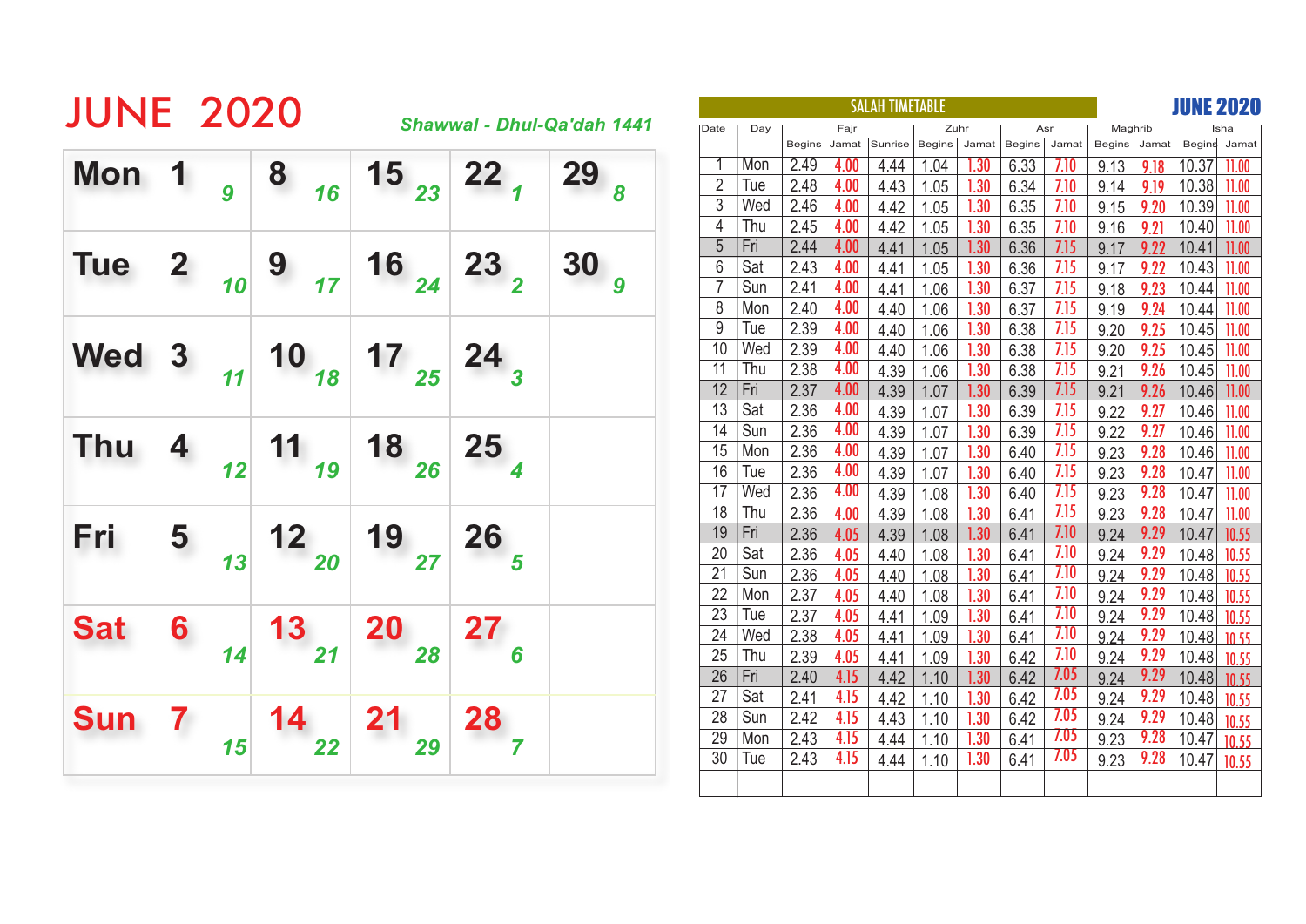# JUNE 2020

*Shawwal - Dhul-Qa'dah 1441*

| | | | | | |
|---|---|---|---|---|---|
| **Mon** | 1 *9* | 8 *16* | 15 *23* | 22 *1* | 29 *8* |
| **Tue** | 2 *10* | 9 *17* | 16 *24* | 23 *2* | 30 *9* |
| **Wed** | 3 *11* | 10 *18* | 17 *25* | 24 *3* | |
| **Thu** | 4 *12* | 11 *19* | 18 *26* | 25 *4* | |
| **Fri** | 5 *13* | 12 *20* | 19 *27* | 26 *5* | |
| **Sat** | 6 *14* | 13 *21* | 20 *28* | 27 *6* | |
| **Sun** | 7 *15* | 14 *22* | 21 *29* | 28 *7* | |

## SALAH TIMETABLE — JUNE 2020

| Date | Day | Fajr | | | Zuhr | | Asr | | Maghrib | | Isha | |
|---|---|---|---|---|---|---|---|---|---|---|---|---|
| | | Begins | Jamat | Sunrise | Begins | Jamat | Begins | Jamat | Begins | Jamat | Begins | Jamat |
| 1 | Mon | 2.49 | 4.00 | 4.44 | 1.04 | 1.30 | 6.33 | 7.10 | 9.13 | 9.18 | 10.37 | 11.00 |
| 2 | Tue | 2.48 | 4.00 | 4.43 | 1.05 | 1.30 | 6.34 | 7.10 | 9.14 | 9.19 | 10.38 | 11.00 |
| 3 | Wed | 2.46 | 4.00 | 4.42 | 1.05 | 1.30 | 6.35 | 7.10 | 9.15 | 9.20 | 10.39 | 11.00 |
| 4 | Thu | 2.45 | 4.00 | 4.42 | 1.05 | 1.30 | 6.35 | 7.10 | 9.16 | 9.21 | 10.40 | 11.00 |
| 5 | Fri | 2.44 | 4.00 | 4.41 | 1.05 | 1.30 | 6.36 | 7.15 | 9.17 | 9.22 | 10.41 | 11.00 |
| 6 | Sat | 2.43 | 4.00 | 4.41 | 1.05 | 1.30 | 6.36 | 7.15 | 9.17 | 9.22 | 10.43 | 11.00 |
| 7 | Sun | 2.41 | 4.00 | 4.41 | 1.06 | 1.30 | 6.37 | 7.15 | 9.18 | 9.23 | 10.44 | 11.00 |
| 8 | Mon | 2.40 | 4.00 | 4.40 | 1.06 | 1.30 | 6.37 | 7.15 | 9.19 | 9.24 | 10.44 | 11.00 |
| 9 | Tue | 2.39 | 4.00 | 4.40 | 1.06 | 1.30 | 6.38 | 7.15 | 9.20 | 9.25 | 10.45 | 11.00 |
| 10 | Wed | 2.39 | 4.00 | 4.40 | 1.06 | 1.30 | 6.38 | 7.15 | 9.20 | 9.25 | 10.45 | 11.00 |
| 11 | Thu | 2.38 | 4.00 | 4.39 | 1.06 | 1.30 | 6.38 | 7.15 | 9.21 | 9.26 | 10.45 | 11.00 |
| 12 | Fri | 2.37 | 4.00 | 4.39 | 1.07 | 1.30 | 6.39 | 7.15 | 9.21 | 9.26 | 10.46 | 11.00 |
| 13 | Sat | 2.36 | 4.00 | 4.39 | 1.07 | 1.30 | 6.39 | 7.15 | 9.22 | 9.27 | 10.46 | 11.00 |
| 14 | Sun | 2.36 | 4.00 | 4.39 | 1.07 | 1.30 | 6.39 | 7.15 | 9.22 | 9.27 | 10.46 | 11.00 |
| 15 | Mon | 2.36 | 4.00 | 4.39 | 1.07 | 1.30 | 6.40 | 7.15 | 9.23 | 9.28 | 10.46 | 11.00 |
| 16 | Tue | 2.36 | 4.00 | 4.39 | 1.07 | 1.30 | 6.40 | 7.15 | 9.23 | 9.28 | 10.47 | 11.00 |
| 17 | Wed | 2.36 | 4.00 | 4.39 | 1.08 | 1.30 | 6.40 | 7.15 | 9.23 | 9.28 | 10.47 | 11.00 |
| 18 | Thu | 2.36 | 4.00 | 4.39 | 1.08 | 1.30 | 6.41 | 7.15 | 9.23 | 9.28 | 10.47 | 11.00 |
| 19 | Fri | 2.36 | 4.05 | 4.39 | 1.08 | 1.30 | 6.41 | 7.10 | 9.24 | 9.29 | 10.47 | 10.55 |
| 20 | Sat | 2.36 | 4.05 | 4.40 | 1.08 | 1.30 | 6.41 | 7.10 | 9.24 | 9.29 | 10.48 | 10.55 |
| 21 | Sun | 2.36 | 4.05 | 4.40 | 1.08 | 1.30 | 6.41 | 7.10 | 9.24 | 9.29 | 10.48 | 10.55 |
| 22 | Mon | 2.37 | 4.05 | 4.40 | 1.08 | 1.30 | 6.41 | 7.10 | 9.24 | 9.29 | 10.48 | 10.55 |
| 23 | Tue | 2.37 | 4.05 | 4.41 | 1.09 | 1.30 | 6.41 | 7.10 | 9.24 | 9.29 | 10.48 | 10.55 |
| 24 | Wed | 2.38 | 4.05 | 4.41 | 1.09 | 1.30 | 6.41 | 7.10 | 9.24 | 9.29 | 10.48 | 10.55 |
| 25 | Thu | 2.39 | 4.05 | 4.41 | 1.09 | 1.30 | 6.42 | 7.10 | 9.24 | 9.29 | 10.48 | 10.55 |
| 26 | Fri | 2.40 | 4.15 | 4.42 | 1.10 | 1.30 | 6.42 | 7.05 | 9.24 | 9.29 | 10.48 | 10.55 |
| 27 | Sat | 2.41 | 4.15 | 4.42 | 1.10 | 1.30 | 6.42 | 7.05 | 9.24 | 9.29 | 10.48 | 10.55 |
| 28 | Sun | 2.42 | 4.15 | 4.43 | 1.10 | 1.30 | 6.42 | 7.05 | 9.24 | 9.29 | 10.48 | 10.55 |
| 29 | Mon | 2.43 | 4.15 | 4.44 | 1.10 | 1.30 | 6.41 | 7.05 | 9.23 | 9.28 | 10.47 | 10.55 |
| 30 | Tue | 2.43 | 4.15 | 4.44 | 1.10 | 1.30 | 6.41 | 7.05 | 9.23 | 9.28 | 10.47 | 10.55 |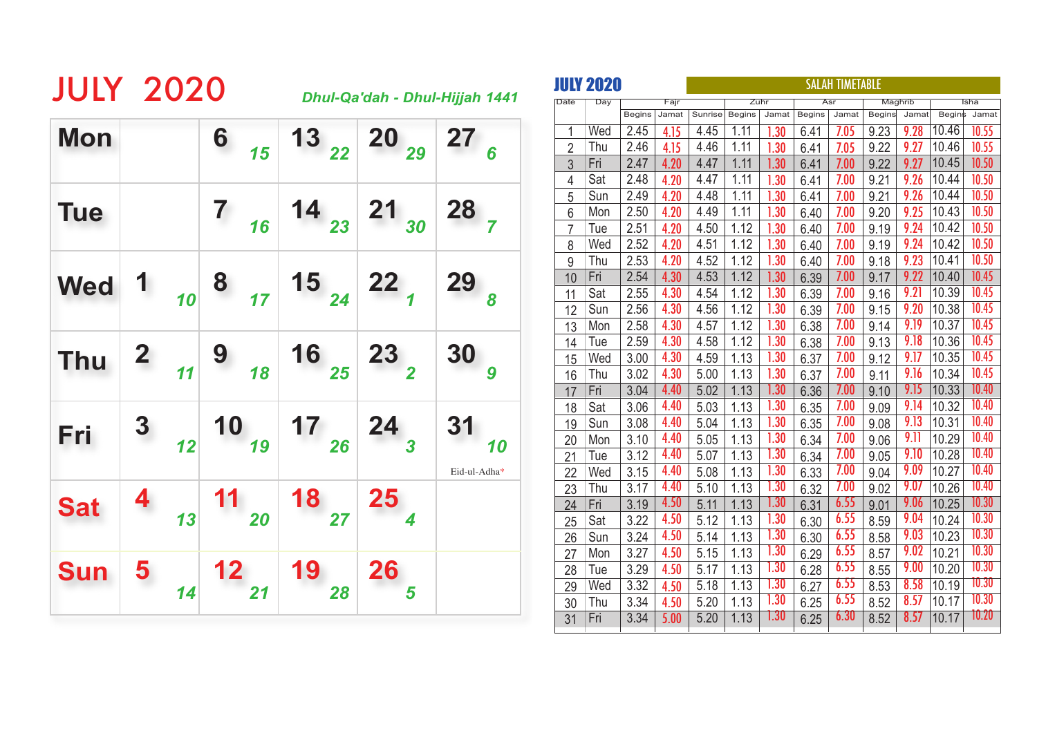# JULY 2020

*Dhul-Qa'dah - Dhul-Hijjah 1441*

| Mon | | 6 *15* | 13 *22* | 20 *29* | 27 *6* |
|---|---|---|---|---|---|
| **Tue** | | 7 *16* | 14 *23* | 21 *30* | 28 *7* |
| **Wed** | 1 *10* | 8 *17* | 15 *24* | 22 *1* | 29 *8* |
| **Thu** | 2 *11* | 9 *18* | 16 *25* | 23 *2* | 30 *9* |
| **Fri** | 3 *12* | 10 *19* | 17 *26* | 24 *3* | 31 *10* Eid-ul-Adha* |
| **Sat** | 4 *13* | 11 *20* | 18 *27* | 25 *4* | |
| **Sun** | 5 *14* | 12 *21* | 19 *28* | 26 *5* | |

## JULY 2020 SALAH TIMETABLE

| Date | Day | Fajr | | | Zuhr | | Asr | | Maghrib | | Isha | |
|---|---|---|---|---|---|---|---|---|---|---|---|---|
| | | Begins | Jamat | Sunrise | Begins | Jamat | Begins | Jamat | Begins | Jamat | Begins | Jamat |
| 1 | Wed | 2.45 | 4.15 | 4.45 | 1.11 | 1.30 | 6.41 | 7.05 | 9.23 | 9.28 | 10.46 | 10.55 |
| 2 | Thu | 2.46 | 4.15 | 4.46 | 1.11 | 1.30 | 6.41 | 7.05 | 9.22 | 9.27 | 10.46 | 10.55 |
| 3 | Fri | 2.47 | 4.20 | 4.47 | 1.11 | 1.30 | 6.41 | 7.00 | 9.22 | 9.27 | 10.45 | 10.50 |
| 4 | Sat | 2.48 | 4.20 | 4.47 | 1.11 | 1.30 | 6.41 | 7.00 | 9.21 | 9.26 | 10.44 | 10.50 |
| 5 | Sun | 2.49 | 4.20 | 4.48 | 1.11 | 1.30 | 6.41 | 7.00 | 9.21 | 9.26 | 10.44 | 10.50 |
| 6 | Mon | 2.50 | 4.20 | 4.49 | 1.11 | 1.30 | 6.40 | 7.00 | 9.20 | 9.25 | 10.43 | 10.50 |
| 7 | Tue | 2.51 | 4.20 | 4.50 | 1.12 | 1.30 | 6.40 | 7.00 | 9.19 | 9.24 | 10.42 | 10.50 |
| 8 | Wed | 2.52 | 4.20 | 4.51 | 1.12 | 1.30 | 6.40 | 7.00 | 9.19 | 9.24 | 10.42 | 10.50 |
| 9 | Thu | 2.53 | 4.20 | 4.52 | 1.12 | 1.30 | 6.40 | 7.00 | 9.18 | 9.23 | 10.41 | 10.50 |
| 10 | Fri | 2.54 | 4.30 | 4.53 | 1.12 | 1.30 | 6.39 | 7.00 | 9.17 | 9.22 | 10.40 | 10.45 |
| 11 | Sat | 2.55 | 4.30 | 4.54 | 1.12 | 1.30 | 6.39 | 7.00 | 9.16 | 9.21 | 10.39 | 10.45 |
| 12 | Sun | 2.56 | 4.30 | 4.56 | 1.12 | 1.30 | 6.39 | 7.00 | 9.15 | 9.20 | 10.38 | 10.45 |
| 13 | Mon | 2.58 | 4.30 | 4.57 | 1.12 | 1.30 | 6.38 | 7.00 | 9.14 | 9.19 | 10.37 | 10.45 |
| 14 | Tue | 2.59 | 4.30 | 4.58 | 1.12 | 1.30 | 6.38 | 7.00 | 9.13 | 9.18 | 10.36 | 10.45 |
| 15 | Wed | 3.00 | 4.30 | 4.59 | 1.13 | 1.30 | 6.37 | 7.00 | 9.12 | 9.17 | 10.35 | 10.45 |
| 16 | Thu | 3.02 | 4.30 | 5.00 | 1.13 | 1.30 | 6.37 | 7.00 | 9.11 | 9.16 | 10.34 | 10.45 |
| 17 | Fri | 3.04 | 4.40 | 5.02 | 1.13 | 1.30 | 6.36 | 7.00 | 9.10 | 9.15 | 10.33 | 10.40 |
| 18 | Sat | 3.06 | 4.40 | 5.03 | 1.13 | 1.30 | 6.35 | 7.00 | 9.09 | 9.14 | 10.32 | 10.40 |
| 19 | Sun | 3.08 | 4.40 | 5.04 | 1.13 | 1.30 | 6.35 | 7.00 | 9.08 | 9.13 | 10.31 | 10.40 |
| 20 | Mon | 3.10 | 4.40 | 5.05 | 1.13 | 1.30 | 6.34 | 7.00 | 9.06 | 9.11 | 10.29 | 10.40 |
| 21 | Tue | 3.12 | 4.40 | 5.07 | 1.13 | 1.30 | 6.34 | 7.00 | 9.05 | 9.10 | 10.28 | 10.40 |
| 22 | Wed | 3.15 | 4.40 | 5.08 | 1.13 | 1.30 | 6.33 | 7.00 | 9.04 | 9.09 | 10.27 | 10.40 |
| 23 | Thu | 3.17 | 4.40 | 5.10 | 1.13 | 1.30 | 6.32 | 7.00 | 9.02 | 9.07 | 10.26 | 10.40 |
| 24 | Fri | 3.19 | 4.50 | 5.11 | 1.13 | 1.30 | 6.31 | 6.55 | 9.01 | 9.06 | 10.25 | 10.30 |
| 25 | Sat | 3.22 | 4.50 | 5.12 | 1.13 | 1.30 | 6.30 | 6.55 | 8.59 | 9.04 | 10.24 | 10.30 |
| 26 | Sun | 3.24 | 4.50 | 5.14 | 1.13 | 1.30 | 6.30 | 6.55 | 8.58 | 9.03 | 10.23 | 10.30 |
| 27 | Mon | 3.27 | 4.50 | 5.15 | 1.13 | 1.30 | 6.29 | 6.55 | 8.57 | 9.02 | 10.21 | 10.30 |
| 28 | Tue | 3.29 | 4.50 | 5.17 | 1.13 | 1.30 | 6.28 | 6.55 | 8.55 | 9.00 | 10.20 | 10.30 |
| 29 | Wed | 3.32 | 4.50 | 5.18 | 1.13 | 1.30 | 6.27 | 6.55 | 8.53 | 8.58 | 10.19 | 10.30 |
| 30 | Thu | 3.34 | 4.50 | 5.20 | 1.13 | 1.30 | 6.25 | 6.55 | 8.52 | 8.57 | 10.17 | 10.30 |
| 31 | Fri | 3.34 | 5.00 | 5.20 | 1.13 | 1.30 | 6.25 | 6.30 | 8.52 | 8.57 | 10.17 | 10.20 |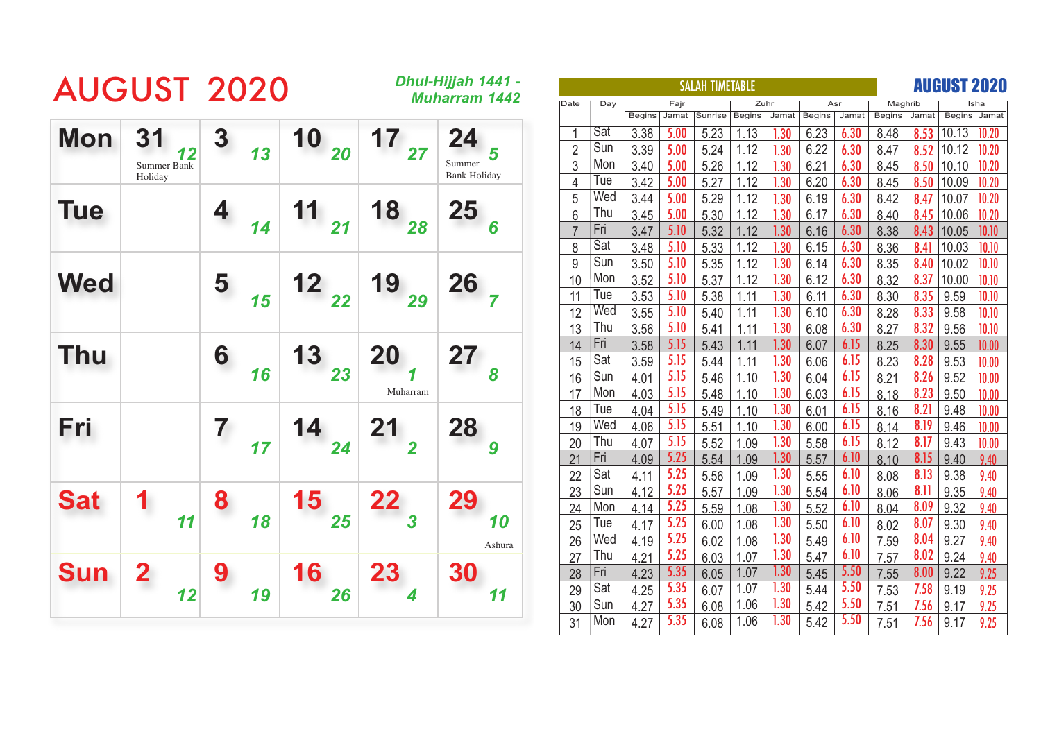# AUGUST 2020

*Dhul-Hijjah 1441 - Muharram 1442*

| | | | | | |
|---|---|---|---|---|---|
| **Mon** | 31 *12* Summer Bank Holiday | 3 *13* | 10 *20* | 17 *27* | 24 *5* Summer Bank Holiday |
| **Tue** | | 4 *14* | 11 *21* | 18 *28* | 25 *6* |
| **Wed** | | 5 *15* | 12 *22* | 19 *29* | 26 *7* |
| **Thu** | | 6 *16* | 13 *23* | 20 *1* Muharram | 27 *8* |
| **Fri** | | 7 *17* | 14 *24* | 21 *2* | 28 *9* |
| **Sat** | 1 *11* | 8 *18* | 15 *25* | 22 *3* | 29 *10* Ashura |
| **Sun** | 2 *12* | 9 *19* | 16 *26* | 23 *4* | 30 *11* |

## SALAH TIMETABLE — AUGUST 2020

| Date | Day | Fajr | | | Zuhr | | Asr | | Maghrib | | Isha | |
|---|---|---|---|---|---|---|---|---|---|---|---|---|
| | | Begins | Jamat | Sunrise | Begins | Jamat | Begins | Jamat | Begins | Jamat | Begins | Jamat |
| 1 | Sat | 3.38 | 5.00 | 5.23 | 1.13 | 1.30 | 6.23 | 6.30 | 8.48 | 8.53 | 10.13 | 10.20 |
| 2 | Sun | 3.39 | 5.00 | 5.24 | 1.12 | 1.30 | 6.22 | 6.30 | 8.47 | 8.52 | 10.12 | 10.20 |
| 3 | Mon | 3.40 | 5.00 | 5.26 | 1.12 | 1.30 | 6.21 | 6.30 | 8.45 | 8.50 | 10.10 | 10.20 |
| 4 | Tue | 3.42 | 5.00 | 5.27 | 1.12 | 1.30 | 6.20 | 6.30 | 8.45 | 8.50 | 10.09 | 10.20 |
| 5 | Wed | 3.44 | 5.00 | 5.29 | 1.12 | 1.30 | 6.19 | 6.30 | 8.42 | 8.47 | 10.07 | 10.20 |
| 6 | Thu | 3.45 | 5.00 | 5.30 | 1.12 | 1.30 | 6.17 | 6.30 | 8.40 | 8.45 | 10.06 | 10.20 |
| 7 | Fri | 3.47 | 5.10 | 5.32 | 1.12 | 1.30 | 6.16 | 6.30 | 8.38 | 8.43 | 10.05 | 10.10 |
| 8 | Sat | 3.48 | 5.10 | 5.33 | 1.12 | 1.30 | 6.15 | 6.30 | 8.36 | 8.41 | 10.03 | 10.10 |
| 9 | Sun | 3.50 | 5.10 | 5.35 | 1.12 | 1.30 | 6.14 | 6.30 | 8.35 | 8.40 | 10.02 | 10.10 |
| 10 | Mon | 3.52 | 5.10 | 5.37 | 1.12 | 1.30 | 6.12 | 6.30 | 8.32 | 8.37 | 10.00 | 10.10 |
| 11 | Tue | 3.53 | 5.10 | 5.38 | 1.11 | 1.30 | 6.11 | 6.30 | 8.30 | 8.35 | 9.59 | 10.10 |
| 12 | Wed | 3.55 | 5.10 | 5.40 | 1.11 | 1.30 | 6.10 | 6.30 | 8.28 | 8.33 | 9.58 | 10.10 |
| 13 | Thu | 3.56 | 5.10 | 5.41 | 1.11 | 1.30 | 6.08 | 6.30 | 8.27 | 8.32 | 9.56 | 10.10 |
| 14 | Fri | 3.58 | 5.15 | 5.43 | 1.11 | 1.30 | 6.07 | 6.15 | 8.25 | 8.30 | 9.55 | 10.00 |
| 15 | Sat | 3.59 | 5.15 | 5.44 | 1.11 | 1.30 | 6.06 | 6.15 | 8.23 | 8.28 | 9.53 | 10.00 |
| 16 | Sun | 4.01 | 5.15 | 5.46 | 1.10 | 1.30 | 6.04 | 6.15 | 8.21 | 8.26 | 9.52 | 10.00 |
| 17 | Mon | 4.03 | 5.15 | 5.48 | 1.10 | 1.30 | 6.03 | 6.15 | 8.18 | 8.23 | 9.50 | 10.00 |
| 18 | Tue | 4.04 | 5.15 | 5.49 | 1.10 | 1.30 | 6.01 | 6.15 | 8.16 | 8.21 | 9.48 | 10.00 |
| 19 | Wed | 4.06 | 5.15 | 5.51 | 1.10 | 1.30 | 6.00 | 6.15 | 8.14 | 8.19 | 9.46 | 10.00 |
| 20 | Thu | 4.07 | 5.15 | 5.52 | 1.09 | 1.30 | 5.58 | 6.15 | 8.12 | 8.17 | 9.43 | 10.00 |
| 21 | Fri | 4.09 | 5.25 | 5.54 | 1.09 | 1.30 | 5.57 | 6.10 | 8.10 | 8.15 | 9.40 | 9.40 |
| 22 | Sat | 4.11 | 5.25 | 5.56 | 1.09 | 1.30 | 5.55 | 6.10 | 8.08 | 8.13 | 9.38 | 9.40 |
| 23 | Sun | 4.12 | 5.25 | 5.57 | 1.09 | 1.30 | 5.54 | 6.10 | 8.06 | 8.11 | 9.35 | 9.40 |
| 24 | Mon | 4.14 | 5.25 | 5.59 | 1.08 | 1.30 | 5.52 | 6.10 | 8.04 | 8.09 | 9.32 | 9.40 |
| 25 | Tue | 4.17 | 5.25 | 6.00 | 1.08 | 1.30 | 5.50 | 6.10 | 8.02 | 8.07 | 9.30 | 9.40 |
| 26 | Wed | 4.19 | 5.25 | 6.02 | 1.08 | 1.30 | 5.49 | 6.10 | 7.59 | 8.04 | 9.27 | 9.40 |
| 27 | Thu | 4.21 | 5.25 | 6.03 | 1.07 | 1.30 | 5.47 | 6.10 | 7.57 | 8.02 | 9.24 | 9.40 |
| 28 | Fri | 4.23 | 5.35 | 6.05 | 1.07 | 1.30 | 5.45 | 5.50 | 7.55 | 8.00 | 9.22 | 9.25 |
| 29 | Sat | 4.25 | 5.35 | 6.07 | 1.07 | 1.30 | 5.44 | 5.50 | 7.53 | 7.58 | 9.19 | 9.25 |
| 30 | Sun | 4.27 | 5.35 | 6.08 | 1.06 | 1.30 | 5.42 | 5.50 | 7.51 | 7.56 | 9.17 | 9.25 |
| 31 | Mon | 4.27 | 5.35 | 6.08 | 1.06 | 1.30 | 5.42 | 5.50 | 7.51 | 7.56 | 9.17 | 9.25 |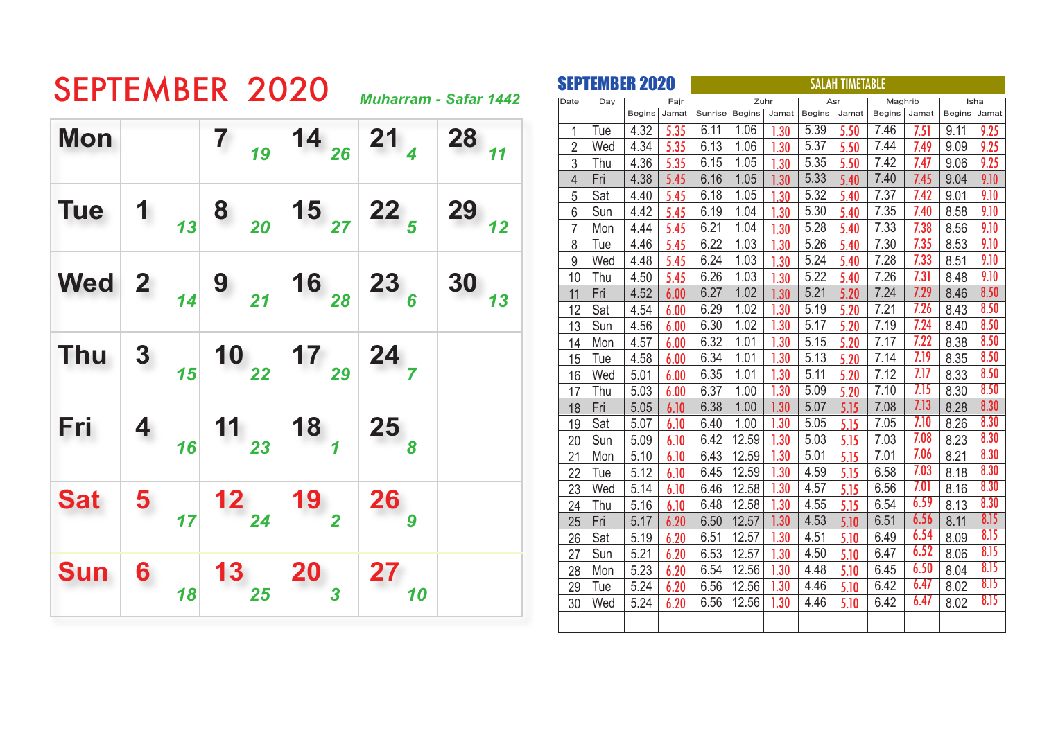# SEPTEMBER 2020

*Muharram - Safar 1442*

| | | | | | |
|---|---|---|---|---|---|
| **Mon** | | 7 *19* | 14 *26* | 21 *4* | 28 *11* |
| **Tue** | 1 *13* | 8 *20* | 15 *27* | 22 *5* | 29 *12* |
| **Wed** | 2 *14* | 9 *21* | 16 *28* | 23 *6* | 30 *13* |
| **Thu** | 3 *15* | 10 *22* | 17 *29* | 24 *7* | |
| **Fri** | 4 *16* | 11 *23* | 18 *1* | 25 *8* | |
| **Sat** | 5 *17* | 12 *24* | 19 *2* | 26 *9* | |
| **Sun** | 6 *18* | 13 *25* | 20 *3* | 27 *10* | |

## SEPTEMBER 2020 — SALAH TIMETABLE

| Date | Day | Fajr | | Sunrise | Zuhr | | Asr | | Maghrib | | Isha | |
|---|---|---|---|---|---|---|---|---|---|---|---|---|
| | | Begins | Jamat | | Begins | Jamat | Begins | Jamat | Begins | Jamat | Begins | Jamat |
| 1 | Tue | 4.32 | 5.35 | 6.11 | 1.06 | 1.30 | 5.39 | 5.50 | 7.46 | 7.51 | 9.11 | 9.25 |
| 2 | Wed | 4.34 | 5.35 | 6.13 | 1.06 | 1.30 | 5.37 | 5.50 | 7.44 | 7.49 | 9.09 | 9.25 |
| 3 | Thu | 4.36 | 5.35 | 6.15 | 1.05 | 1.30 | 5.35 | 5.50 | 7.42 | 7.47 | 9.06 | 9.25 |
| 4 | Fri | 4.38 | 5.45 | 6.16 | 1.05 | 1.30 | 5.33 | 5.40 | 7.40 | 7.45 | 9.04 | 9.10 |
| 5 | Sat | 4.40 | 5.45 | 6.18 | 1.05 | 1.30 | 5.32 | 5.40 | 7.37 | 7.42 | 9.01 | 9.10 |
| 6 | Sun | 4.42 | 5.45 | 6.19 | 1.04 | 1.30 | 5.30 | 5.40 | 7.35 | 7.40 | 8.58 | 9.10 |
| 7 | Mon | 4.44 | 5.45 | 6.21 | 1.04 | 1.30 | 5.28 | 5.40 | 7.33 | 7.38 | 8.56 | 9.10 |
| 8 | Tue | 4.46 | 5.45 | 6.22 | 1.03 | 1.30 | 5.26 | 5.40 | 7.30 | 7.35 | 8.53 | 9.10 |
| 9 | Wed | 4.48 | 5.45 | 6.24 | 1.03 | 1.30 | 5.24 | 5.40 | 7.28 | 7.33 | 8.51 | 9.10 |
| 10 | Thu | 4.50 | 5.45 | 6.26 | 1.03 | 1.30 | 5.22 | 5.40 | 7.26 | 7.31 | 8.48 | 9.10 |
| 11 | Fri | 4.52 | 6.00 | 6.27 | 1.02 | 1.30 | 5.21 | 5.20 | 7.24 | 7.29 | 8.46 | 8.50 |
| 12 | Sat | 4.54 | 6.00 | 6.29 | 1.02 | 1.30 | 5.19 | 5.20 | 7.21 | 7.26 | 8.43 | 8.50 |
| 13 | Sun | 4.56 | 6.00 | 6.30 | 1.02 | 1.30 | 5.17 | 5.20 | 7.19 | 7.24 | 8.40 | 8.50 |
| 14 | Mon | 4.57 | 6.00 | 6.32 | 1.01 | 1.30 | 5.15 | 5.20 | 7.17 | 7.22 | 8.38 | 8.50 |
| 15 | Tue | 4.58 | 6.00 | 6.34 | 1.01 | 1.30 | 5.13 | 5.20 | 7.14 | 7.19 | 8.35 | 8.50 |
| 16 | Wed | 5.01 | 6.00 | 6.35 | 1.01 | 1.30 | 5.11 | 5.20 | 7.12 | 7.17 | 8.33 | 8.50 |
| 17 | Thu | 5.03 | 6.00 | 6.37 | 1.00 | 1.30 | 5.09 | 5.20 | 7.10 | 7.15 | 8.30 | 8.50 |
| 18 | Fri | 5.05 | 6.10 | 6.38 | 1.00 | 1.30 | 5.07 | 5.15 | 7.08 | 7.13 | 8.28 | 8.30 |
| 19 | Sat | 5.07 | 6.10 | 6.40 | 1.00 | 1.30 | 5.05 | 5.15 | 7.05 | 7.10 | 8.26 | 8.30 |
| 20 | Sun | 5.09 | 6.10 | 6.42 | 12.59 | 1.30 | 5.03 | 5.15 | 7.03 | 7.08 | 8.23 | 8.30 |
| 21 | Mon | 5.10 | 6.10 | 6.43 | 12.59 | 1.30 | 5.01 | 5.15 | 7.01 | 7.06 | 8.21 | 8.30 |
| 22 | Tue | 5.12 | 6.10 | 6.45 | 12.59 | 1.30 | 4.59 | 5.15 | 6.58 | 7.03 | 8.18 | 8.30 |
| 23 | Wed | 5.14 | 6.10 | 6.46 | 12.58 | 1.30 | 4.57 | 5.15 | 6.56 | 7.01 | 8.16 | 8.30 |
| 24 | Thu | 5.16 | 6.10 | 6.48 | 12.58 | 1.30 | 4.55 | 5.15 | 6.54 | 6.59 | 8.13 | 8.30 |
| 25 | Fri | 5.17 | 6.20 | 6.50 | 12.57 | 1.30 | 4.53 | 5.10 | 6.51 | 6.56 | 8.11 | 8.15 |
| 26 | Sat | 5.19 | 6.20 | 6.51 | 12.57 | 1.30 | 4.51 | 5.10 | 6.49 | 6.54 | 8.09 | 8.15 |
| 27 | Sun | 5.21 | 6.20 | 6.53 | 12.57 | 1.30 | 4.50 | 5.10 | 6.47 | 6.52 | 8.06 | 8.15 |
| 28 | Mon | 5.23 | 6.20 | 6.54 | 12.56 | 1.30 | 4.48 | 5.10 | 6.45 | 6.50 | 8.04 | 8.15 |
| 29 | Tue | 5.24 | 6.20 | 6.56 | 12.56 | 1.30 | 4.46 | 5.10 | 6.42 | 6.47 | 8.02 | 8.15 |
| 30 | Wed | 5.24 | 6.20 | 6.56 | 12.56 | 1.30 | 4.46 | 5.10 | 6.42 | 6.47 | 8.02 | 8.15 |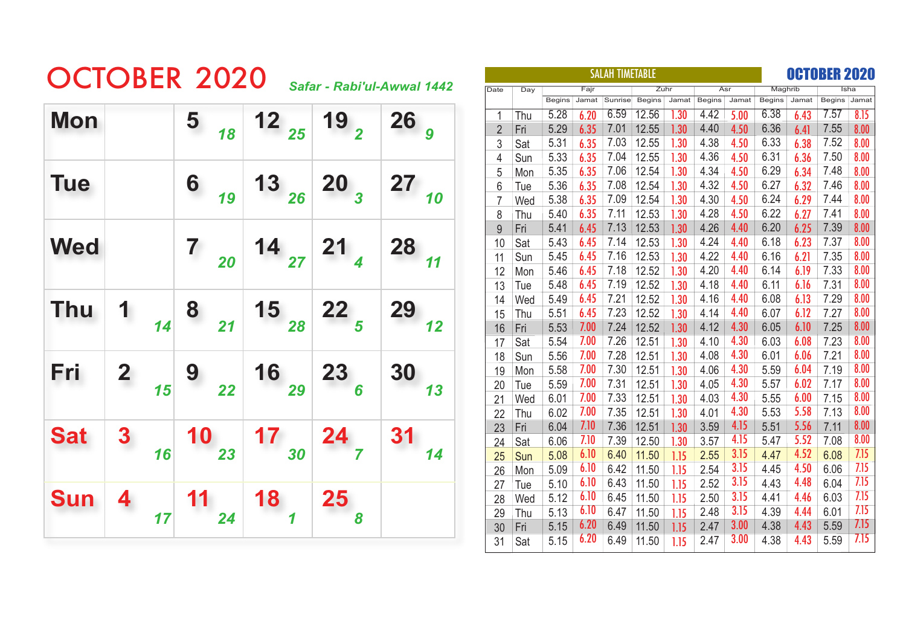# OCTOBER 2020

*Safar - Rabi'ul-Awwal 1442*

| Mon | | 5 18 | 12 25 | 19 2 | 26 9 |
|---|---|---|---|---|---|
| Tue | | 6 19 | 13 26 | 20 3 | 27 10 |
| Wed | | 7 20 | 14 27 | 21 4 | 28 11 |
| Thu | 1 14 | 8 21 | 15 28 | 22 5 | 29 12 |
| Fri | 2 15 | 9 22 | 16 29 | 23 6 | 30 13 |
| Sat | 3 16 | 10 23 | 17 30 | 24 7 | 31 14 |
| Sun | 4 17 | 11 24 | 18 1 | 25 8 | |

## SALAH TIMETABLE — OCTOBER 2020

| Date | Day | Fajr | | Sunrise | Zuhr | | Asr | | Maghrib | | Isha | |
|---|---|---|---|---|---|---|---|---|---|---|---|---|
| | | Begins | Jamat | Sunrise | Begins | Jamat | Begins | Jamat | Begins | Jamat | Begins | Jamat |
| 1 | Thu | 5.28 | 6.20 | 6.59 | 12.56 | 1.30 | 4.42 | 5.00 | 6.38 | 6.43 | 7.57 | 8.15 |
| 2 | Fri | 5.29 | 6.35 | 7.01 | 12.55 | 1.30 | 4.40 | 4.50 | 6.36 | 6.41 | 7.55 | 8.00 |
| 3 | Sat | 5.31 | 6.35 | 7.03 | 12.55 | 1.30 | 4.38 | 4.50 | 6.33 | 6.38 | 7.52 | 8.00 |
| 4 | Sun | 5.33 | 6.35 | 7.04 | 12.55 | 1.30 | 4.36 | 4.50 | 6.31 | 6.36 | 7.50 | 8.00 |
| 5 | Mon | 5.35 | 6.35 | 7.06 | 12.54 | 1.30 | 4.34 | 4.50 | 6.29 | 6.34 | 7.48 | 8.00 |
| 6 | Tue | 5.36 | 6.35 | 7.08 | 12.54 | 1.30 | 4.32 | 4.50 | 6.27 | 6.32 | 7.46 | 8.00 |
| 7 | Wed | 5.38 | 6.35 | 7.09 | 12.54 | 1.30 | 4.30 | 4.50 | 6.24 | 6.29 | 7.44 | 8.00 |
| 8 | Thu | 5.40 | 6.35 | 7.11 | 12.53 | 1.30 | 4.28 | 4.50 | 6.22 | 6.27 | 7.41 | 8.00 |
| 9 | Fri | 5.41 | 6.45 | 7.13 | 12.53 | 1.30 | 4.26 | 4.40 | 6.20 | 6.25 | 7.39 | 8.00 |
| 10 | Sat | 5.43 | 6.45 | 7.14 | 12.53 | 1.30 | 4.24 | 4.40 | 6.18 | 6.23 | 7.37 | 8.00 |
| 11 | Sun | 5.45 | 6.45 | 7.16 | 12.53 | 1.30 | 4.22 | 4.40 | 6.16 | 6.21 | 7.35 | 8.00 |
| 12 | Mon | 5.46 | 6.45 | 7.18 | 12.52 | 1.30 | 4.20 | 4.40 | 6.14 | 6.19 | 7.33 | 8.00 |
| 13 | Tue | 5.48 | 6.45 | 7.19 | 12.52 | 1.30 | 4.18 | 4.40 | 6.11 | 6.16 | 7.31 | 8.00 |
| 14 | Wed | 5.49 | 6.45 | 7.21 | 12.52 | 1.30 | 4.16 | 4.40 | 6.08 | 6.13 | 7.29 | 8.00 |
| 15 | Thu | 5.51 | 6.45 | 7.23 | 12.52 | 1.30 | 4.14 | 4.40 | 6.07 | 6.12 | 7.27 | 8.00 |
| 16 | Fri | 5.53 | 7.00 | 7.24 | 12.52 | 1.30 | 4.12 | 4.30 | 6.05 | 6.10 | 7.25 | 8.00 |
| 17 | Sat | 5.54 | 7.00 | 7.26 | 12.51 | 1.30 | 4.10 | 4.30 | 6.03 | 6.08 | 7.23 | 8.00 |
| 18 | Sun | 5.56 | 7.00 | 7.28 | 12.51 | 1.30 | 4.08 | 4.30 | 6.01 | 6.06 | 7.21 | 8.00 |
| 19 | Mon | 5.58 | 7.00 | 7.30 | 12.51 | 1.30 | 4.06 | 4.30 | 5.59 | 6.04 | 7.19 | 8.00 |
| 20 | Tue | 5.59 | 7.00 | 7.31 | 12.51 | 1.30 | 4.05 | 4.30 | 5.57 | 6.02 | 7.17 | 8.00 |
| 21 | Wed | 6.01 | 7.00 | 7.33 | 12.51 | 1.30 | 4.03 | 4.30 | 5.55 | 6.00 | 7.15 | 8.00 |
| 22 | Thu | 6.02 | 7.00 | 7.35 | 12.51 | 1.30 | 4.01 | 4.30 | 5.53 | 5.58 | 7.13 | 8.00 |
| 23 | Fri | 6.04 | 7.10 | 7.36 | 12.51 | 1.30 | 3.59 | 4.15 | 5.51 | 5.56 | 7.11 | 8.00 |
| 24 | Sat | 6.06 | 7.10 | 7.39 | 12.50 | 1.30 | 3.57 | 4.15 | 5.47 | 5.52 | 7.08 | 8.00 |
| 25 | Sun | 5.08 | 6.10 | 6.40 | 11.50 | 1.15 | 2.55 | 3.15 | 4.47 | 4.52 | 6.08 | 7.15 |
| 26 | Mon | 5.09 | 6.10 | 6.42 | 11.50 | 1.15 | 2.54 | 3.15 | 4.45 | 4.50 | 6.06 | 7.15 |
| 27 | Tue | 5.10 | 6.10 | 6.43 | 11.50 | 1.15 | 2.52 | 3.15 | 4.43 | 4.48 | 6.04 | 7.15 |
| 28 | Wed | 5.12 | 6.10 | 6.45 | 11.50 | 1.15 | 2.50 | 3.15 | 4.41 | 4.46 | 6.03 | 7.15 |
| 29 | Thu | 5.13 | 6.10 | 6.47 | 11.50 | 1.15 | 2.48 | 3.15 | 4.39 | 4.44 | 6.01 | 7.15 |
| 30 | Fri | 5.15 | 6.20 | 6.49 | 11.50 | 1.15 | 2.47 | 3.00 | 4.38 | 4.43 | 5.59 | 7.15 |
| 31 | Sat | 5.15 | 6.20 | 6.49 | 11.50 | 1.15 | 2.47 | 3.00 | 4.38 | 4.43 | 5.59 | 7.15 |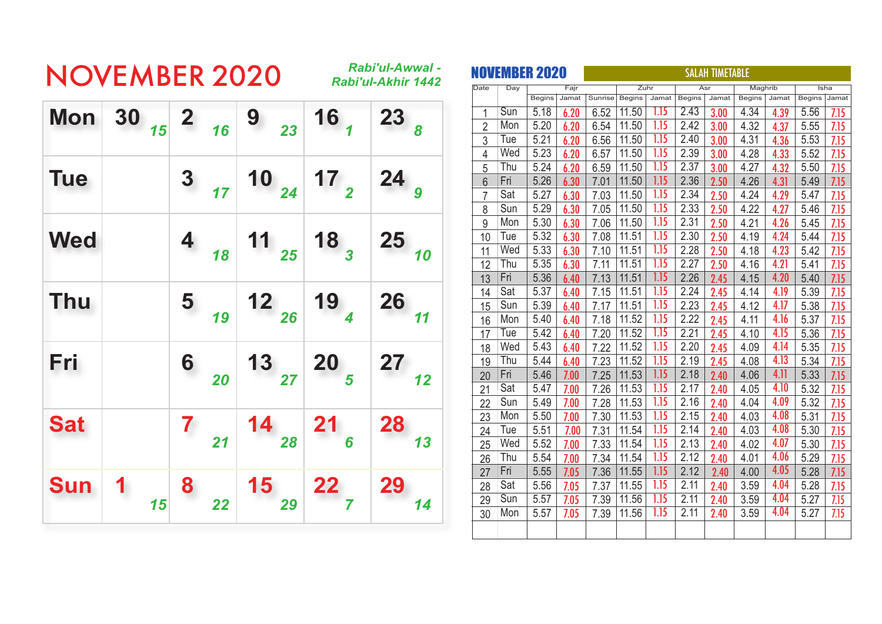# NOVEMBER 2020

*Rabi'ul-Awwal - Rabi'ul-Akhir 1442*

| Mon | 30 *15* | 2 *16* | 9 *23* | 16 *1* | 23 *8* |
|---|---|---|---|---|---|
| Tue | | 3 *17* | 10 *24* | 17 *2* | 24 *9* |
| Wed | | 4 *18* | 11 *25* | 18 *3* | 25 *10* |
| Thu | | 5 *19* | 12 *26* | 19 *4* | 26 *11* |
| Fri | | 6 *20* | 13 *27* | 20 *5* | 27 *12* |
| Sat | | 7 *21* | 14 *28* | 21 *6* | 28 *13* |
| Sun | 1 *15* | 8 *22* | 15 *29* | 22 *7* | 29 *14* |

## NOVEMBER 2020 — SALAH TIMETABLE

| Date | Day | Fajr | | Sunrise | Zuhr | | Asr | | Maghrib | | Isha | |
|---|---|---|---|---|---|---|---|---|---|---|---|---|
| | | Begins | Jamat | | Begins | Jamat | Begins | Jamat | Begins | Jamat | Begins | Jamat |
| 1 | Sun | 5.18 | 6.20 | 6.52 | 11.50 | 1.15 | 2.43 | 3.00 | 4.34 | 4.39 | 5.56 | 7.15 |
| 2 | Mon | 5.20 | 6.20 | 6.54 | 11.50 | 1.15 | 2.42 | 3.00 | 4.32 | 4.37 | 5.55 | 7.15 |
| 3 | Tue | 5.21 | 6.20 | 6.56 | 11.50 | 1.15 | 2.40 | 3.00 | 4.31 | 4.36 | 5.53 | 7.15 |
| 4 | Wed | 5.23 | 6.20 | 6.57 | 11.50 | 1.15 | 2.39 | 3.00 | 4.28 | 4.33 | 5.52 | 7.15 |
| 5 | Thu | 5.24 | 6.20 | 6.59 | 11.50 | 1.15 | 2.37 | 3.00 | 4.27 | 4.32 | 5.50 | 7.15 |
| 6 | Fri | 5.26 | 6.30 | 7.01 | 11.50 | 1.15 | 2.36 | 2.50 | 4.26 | 4.31 | 5.49 | 7.15 |
| 7 | Sat | 5.27 | 6.30 | 7.03 | 11.50 | 1.15 | 2.34 | 2.50 | 4.24 | 4.29 | 5.47 | 7.15 |
| 8 | Sun | 5.29 | 6.30 | 7.05 | 11.50 | 1.15 | 2.33 | 2.50 | 4.22 | 4.27 | 5.46 | 7.15 |
| 9 | Mon | 5.30 | 6.30 | 7.06 | 11.50 | 1.15 | 2.31 | 2.50 | 4.21 | 4.26 | 5.45 | 7.15 |
| 10 | Tue | 5.32 | 6.30 | 7.08 | 11.51 | 1.15 | 2.30 | 2.50 | 4.19 | 4.24 | 5.44 | 7.15 |
| 11 | Wed | 5.33 | 6.30 | 7.10 | 11.51 | 1.15 | 2.28 | 2.50 | 4.18 | 4.23 | 5.42 | 7.15 |
| 12 | Thu | 5.35 | 6.30 | 7.11 | 11.51 | 1.15 | 2.27 | 2.50 | 4.16 | 4.21 | 5.41 | 7.15 |
| 13 | Fri | 5.36 | 6.40 | 7.13 | 11.51 | 1.15 | 2.26 | 2.45 | 4.15 | 4.20 | 5.40 | 7.15 |
| 14 | Sat | 5.37 | 6.40 | 7.15 | 11.51 | 1.15 | 2.24 | 2.45 | 4.14 | 4.19 | 5.39 | 7.15 |
| 15 | Sun | 5.39 | 6.40 | 7.17 | 11.51 | 1.15 | 2.23 | 2.45 | 4.12 | 4.17 | 5.38 | 7.15 |
| 16 | Mon | 5.40 | 6.40 | 7.18 | 11.52 | 1.15 | 2.22 | 2.45 | 4.11 | 4.16 | 5.37 | 7.15 |
| 17 | Tue | 5.42 | 6.40 | 7.20 | 11.52 | 1.15 | 2.21 | 2.45 | 4.10 | 4.15 | 5.36 | 7.15 |
| 18 | Wed | 5.43 | 6.40 | 7.22 | 11.52 | 1.15 | 2.20 | 2.45 | 4.09 | 4.14 | 5.35 | 7.15 |
| 19 | Thu | 5.44 | 6.40 | 7.23 | 11.52 | 1.15 | 2.19 | 2.45 | 4.08 | 4.13 | 5.34 | 7.15 |
| 20 | Fri | 5.46 | 7.00 | 7.25 | 11.53 | 1.15 | 2.18 | 2.40 | 4.06 | 4.11 | 5.33 | 7.15 |
| 21 | Sat | 5.47 | 7.00 | 7.26 | 11.53 | 1.15 | 2.17 | 2.40 | 4.05 | 4.10 | 5.32 | 7.15 |
| 22 | Sun | 5.49 | 7.00 | 7.28 | 11.53 | 1.15 | 2.16 | 2.40 | 4.04 | 4.09 | 5.32 | 7.15 |
| 23 | Mon | 5.50 | 7.00 | 7.30 | 11.53 | 1.15 | 2.15 | 2.40 | 4.03 | 4.08 | 5.31 | 7.15 |
| 24 | Tue | 5.51 | 7.00 | 7.31 | 11.54 | 1.15 | 2.14 | 2.40 | 4.03 | 4.08 | 5.30 | 7.15 |
| 25 | Wed | 5.52 | 7.00 | 7.33 | 11.54 | 1.15 | 2.13 | 2.40 | 4.02 | 4.07 | 5.30 | 7.15 |
| 26 | Thu | 5.54 | 7.00 | 7.34 | 11.54 | 1.15 | 2.12 | 2.40 | 4.01 | 4.06 | 5.29 | 7.15 |
| 27 | Fri | 5.55 | 7.05 | 7.36 | 11.55 | 1.15 | 2.12 | 2.40 | 4.00 | 4.05 | 5.28 | 7.15 |
| 28 | Sat | 5.56 | 7.05 | 7.37 | 11.55 | 1.15 | 2.11 | 2.40 | 3.59 | 4.04 | 5.28 | 7.15 |
| 29 | Sun | 5.57 | 7.05 | 7.39 | 11.56 | 1.15 | 2.11 | 2.40 | 3.59 | 4.04 | 5.27 | 7.15 |
| 30 | Mon | 5.57 | 7.05 | 7.39 | 11.56 | 1.15 | 2.11 | 2.40 | 3.59 | 4.04 | 5.27 | 7.15 |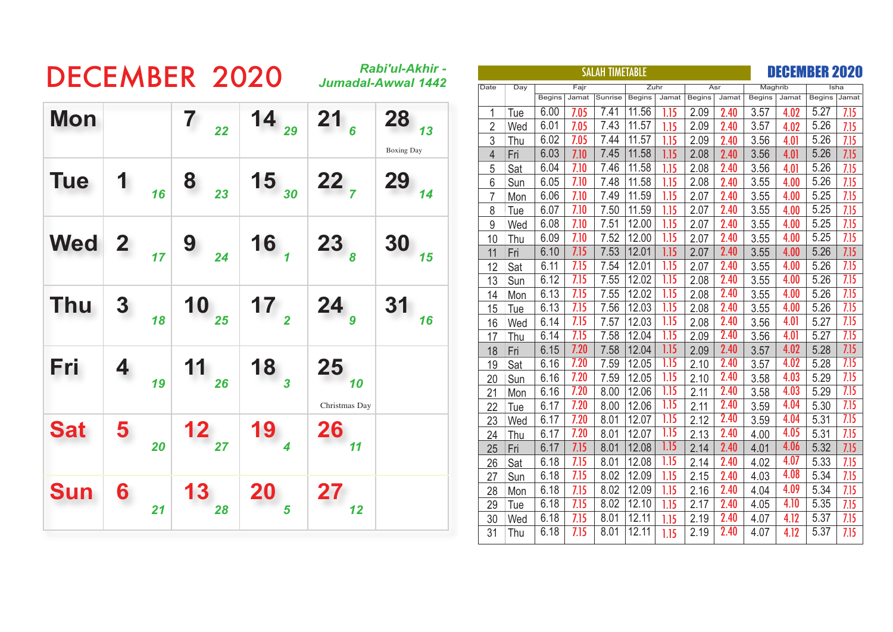# DECEMBER 2020

*Rabi'ul-Akhir - Jumadal-Awwal 1442*

| Mon | | 7 *22* | 14 *29* | 21 *6* | 28 *13* Boxing Day |
|---|---|---|---|---|---|
| Tue | 1 *16* | 8 *23* | 15 *30* | 22 *7* | 29 *14* |
| Wed | 2 *17* | 9 *24* | 16 *1* | 23 *8* | 30 *15* |
| Thu | 3 *18* | 10 *25* | 17 *2* | 24 *9* | 31 *16* |
| Fri | 4 *19* | 11 *26* | 18 *3* | 25 *10* Christmas Day | |
| Sat | 5 *20* | 12 *27* | 19 *4* | 26 *11* | |
| Sun | 6 *21* | 13 *28* | 20 *5* | 27 *12* | |

## SALAH TIMETABLE — DECEMBER 2020

| Date | Day | Fajr | | Sunrise | Zuhr | | Asr | | Maghrib | | Isha | |
|---|---|---|---|---|---|---|---|---|---|---|---|---|
| | | Begins | Jamat | | Begins | Jamat | Begins | Jamat | Begins | Jamat | Begins | Jamat |
| 1 | Tue | 6.00 | 7.05 | 7.41 | 11.56 | 1.15 | 2.09 | 2.40 | 3.57 | 4.02 | 5.27 | 7.15 |
| 2 | Wed | 6.01 | 7.05 | 7.43 | 11.57 | 1.15 | 2.09 | 2.40 | 3.57 | 4.02 | 5.26 | 7.15 |
| 3 | Thu | 6.02 | 7.05 | 7.44 | 11.57 | 1.15 | 2.09 | 2.40 | 3.56 | 4.01 | 5.26 | 7.15 |
| 4 | Fri | 6.03 | 7.10 | 7.45 | 11.58 | 1.15 | 2.08 | 2.40 | 3.56 | 4.01 | 5.26 | 7.15 |
| 5 | Sat | 6.04 | 7.10 | 7.46 | 11.58 | 1.15 | 2.08 | 2.40 | 3.56 | 4.01 | 5.26 | 7.15 |
| 6 | Sun | 6.05 | 7.10 | 7.48 | 11.58 | 1.15 | 2.08 | 2.40 | 3.55 | 4.00 | 5.26 | 7.15 |
| 7 | Mon | 6.06 | 7.10 | 7.49 | 11.59 | 1.15 | 2.07 | 2.40 | 3.55 | 4.00 | 5.25 | 7.15 |
| 8 | Tue | 6.07 | 7.10 | 7.50 | 11.59 | 1.15 | 2.07 | 2.40 | 3.55 | 4.00 | 5.25 | 7.15 |
| 9 | Wed | 6.08 | 7.10 | 7.51 | 12.00 | 1.15 | 2.07 | 2.40 | 3.55 | 4.00 | 5.25 | 7.15 |
| 10 | Thu | 6.09 | 7.10 | 7.52 | 12.00 | 1.15 | 2.07 | 2.40 | 3.55 | 4.00 | 5.25 | 7.15 |
| 11 | Fri | 6.10 | 7.15 | 7.53 | 12.01 | 1.15 | 2.07 | 2.40 | 3.55 | 4.00 | 5.26 | 7.15 |
| 12 | Sat | 6.11 | 7.15 | 7.54 | 12.01 | 1.15 | 2.07 | 2.40 | 3.55 | 4.00 | 5.26 | 7.15 |
| 13 | Sun | 6.12 | 7.15 | 7.55 | 12.02 | 1.15 | 2.08 | 2.40 | 3.55 | 4.00 | 5.26 | 7.15 |
| 14 | Mon | 6.13 | 7.15 | 7.55 | 12.02 | 1.15 | 2.08 | 2.40 | 3.55 | 4.00 | 5.26 | 7.15 |
| 15 | Tue | 6.13 | 7.15 | 7.56 | 12.03 | 1.15 | 2.08 | 2.40 | 3.55 | 4.00 | 5.26 | 7.15 |
| 16 | Wed | 6.14 | 7.15 | 7.57 | 12.03 | 1.15 | 2.08 | 2.40 | 3.56 | 4.01 | 5.27 | 7.15 |
| 17 | Thu | 6.14 | 7.15 | 7.58 | 12.04 | 1.15 | 2.09 | 2.40 | 3.56 | 4.01 | 5.27 | 7.15 |
| 18 | Fri | 6.15 | 7.20 | 7.58 | 12.04 | 1.15 | 2.09 | 2.40 | 3.57 | 4.02 | 5.28 | 7.15 |
| 19 | Sat | 6.16 | 7.20 | 7.59 | 12.05 | 1.15 | 2.10 | 2.40 | 3.57 | 4.02 | 5.28 | 7.15 |
| 20 | Sun | 6.16 | 7.20 | 7.59 | 12.05 | 1.15 | 2.10 | 2.40 | 3.58 | 4.03 | 5.29 | 7.15 |
| 21 | Mon | 6.16 | 7.20 | 8.00 | 12.06 | 1.15 | 2.11 | 2.40 | 3.58 | 4.03 | 5.29 | 7.15 |
| 22 | Tue | 6.17 | 7.20 | 8.00 | 12.06 | 1.15 | 2.11 | 2.40 | 3.59 | 4.04 | 5.30 | 7.15 |
| 23 | Wed | 6.17 | 7.20 | 8.01 | 12.07 | 1.15 | 2.12 | 2.40 | 3.59 | 4.04 | 5.31 | 7.15 |
| 24 | Thu | 6.17 | 7.20 | 8.01 | 12.07 | 1.15 | 2.13 | 2.40 | 4.00 | 4.05 | 5.31 | 7.15 |
| 25 | Fri | 6.17 | 7.15 | 8.01 | 12.08 | 1.15 | 2.14 | 2.40 | 4.01 | 4.06 | 5.32 | 7.15 |
| 26 | Sat | 6.18 | 7.15 | 8.01 | 12.08 | 1.15 | 2.14 | 2.40 | 4.02 | 4.07 | 5.33 | 7.15 |
| 27 | Sun | 6.18 | 7.15 | 8.02 | 12.09 | 1.15 | 2.15 | 2.40 | 4.03 | 4.08 | 5.34 | 7.15 |
| 28 | Mon | 6.18 | 7.15 | 8.02 | 12.09 | 1.15 | 2.16 | 2.40 | 4.04 | 4.09 | 5.34 | 7.15 |
| 29 | Tue | 6.18 | 7.15 | 8.02 | 12.10 | 1.15 | 2.17 | 2.40 | 4.05 | 4.10 | 5.35 | 7.15 |
| 30 | Wed | 6.18 | 7.15 | 8.01 | 12.11 | 1.15 | 2.19 | 2.40 | 4.07 | 4.12 | 5.37 | 7.15 |
| 31 | Thu | 6.18 | 7.15 | 8.01 | 12.11 | 1.15 | 2.19 | 2.40 | 4.07 | 4.12 | 5.37 | 7.15 |